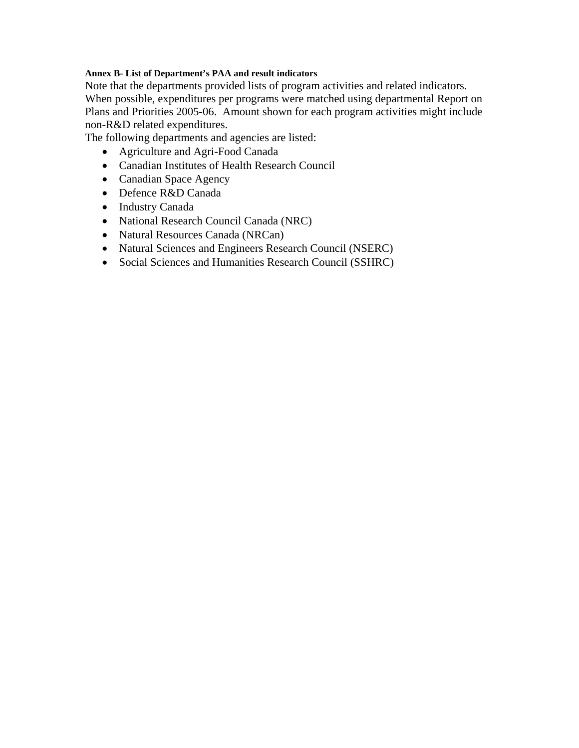**Annex B- List of Department's PAA and result indicators**

Note that the departments provided lists of program activities and related indicators. When possible, expenditures per programs were matched using departmental Report on Plans and Priorities 2005-06. Amount shown for each program activities might include non-R&D related expenditures.

The following departments and agencies are listed:

- Agriculture and Agri-Food Canada
- Canadian Institutes of Health Research Council
- Canadian Space Agency
- Defence R&D Canada
- Industry Canada
- National Research Council Canada (NRC)
- Natural Resources Canada (NRCan)
- Natural Sciences and Engineers Research Council (NSERC)
- Social Sciences and Humanities Research Council (SSHRC)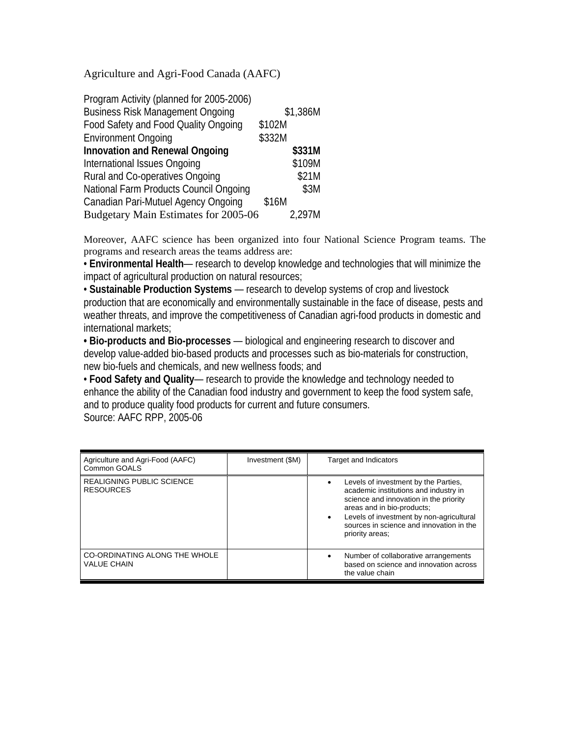Agriculture and Agri-Food Canada (AAFC)

| Program Activity (planned for 2005-2006) | |
|---|---|
| Business Risk Management Ongoing | $1,386M |
| Food Safety and Food Quality Ongoing | $102M |
| Environment Ongoing | $332M |
| **Innovation and Renewal Ongoing** | **$331M** |
| International Issues Ongoing | $109M |
| Rural and Co-operatives Ongoing | $21M |
| National Farm Products Council Ongoing | $3M |
| Canadian Pari-Mutuel Agency Ongoing | $16M |
| Budgetary Main Estimates for 2005-06 | 2,297M |

Moreover, AAFC science has been organized into four National Science Program teams. The programs and research areas the teams address are:

- **Environmental Health**— research to develop knowledge and technologies that will minimize the impact of agricultural production on natural resources;
- **Sustainable Production Systems** — research to develop systems of crop and livestock production that are economically and environmentally sustainable in the face of disease, pests and weather threats, and improve the competitiveness of Canadian agri-food products in domestic and international markets;
- **Bio-products and Bio-processes** — biological and engineering research to discover and develop value-added bio-based products and processes such as bio-materials for construction, new bio-fuels and chemicals, and new wellness foods; and
- **Food Safety and Quality**— research to provide the knowledge and technology needed to enhance the ability of the Canadian food industry and government to keep the food system safe, and to produce quality food products for current and future consumers.

Source: AAFC RPP, 2005-06

| Agriculture and Agri-Food (AAFC) Common GOALS | Investment ($M) | Target and Indicators |
|---|---|---|
| REALIGNING PUBLIC SCIENCE RESOURCES | | • Levels of investment by the Parties, academic institutions and industry in science and innovation in the priority areas and in bio-products;<br>• Levels of investment by non-agricultural sources in science and innovation in the priority areas; |
| CO-ORDINATING ALONG THE WHOLE VALUE CHAIN | | • Number of collaborative arrangements based on science and innovation across the value chain |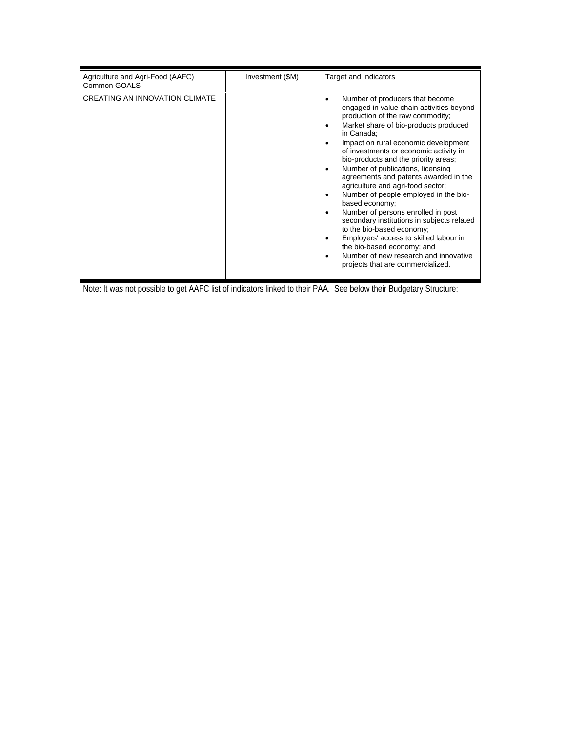| Agriculture and Agri-Food (AAFC) Common GOALS | Investment ($M) | Target and Indicators |
|---|---|---|
| CREATING AN INNOVATION CLIMATE | | • Number of producers that become engaged in value chain activities beyond production of the raw commodity;<br>• Market share of bio-products produced in Canada;<br>• Impact on rural economic development of investments or economic activity in bio-products and the priority areas;<br>• Number of publications, licensing agreements and patents awarded in the agriculture and agri-food sector;<br>• Number of people employed in the bio-based economy;<br>• Number of persons enrolled in post secondary institutions in subjects related to the bio-based economy;<br>• Employers' access to skilled labour in the bio-based economy; and<br>• Number of new research and innovative projects that are commercialized. |

Note: It was not possible to get AAFC list of indicators linked to their PAA. See below their Budgetary Structure: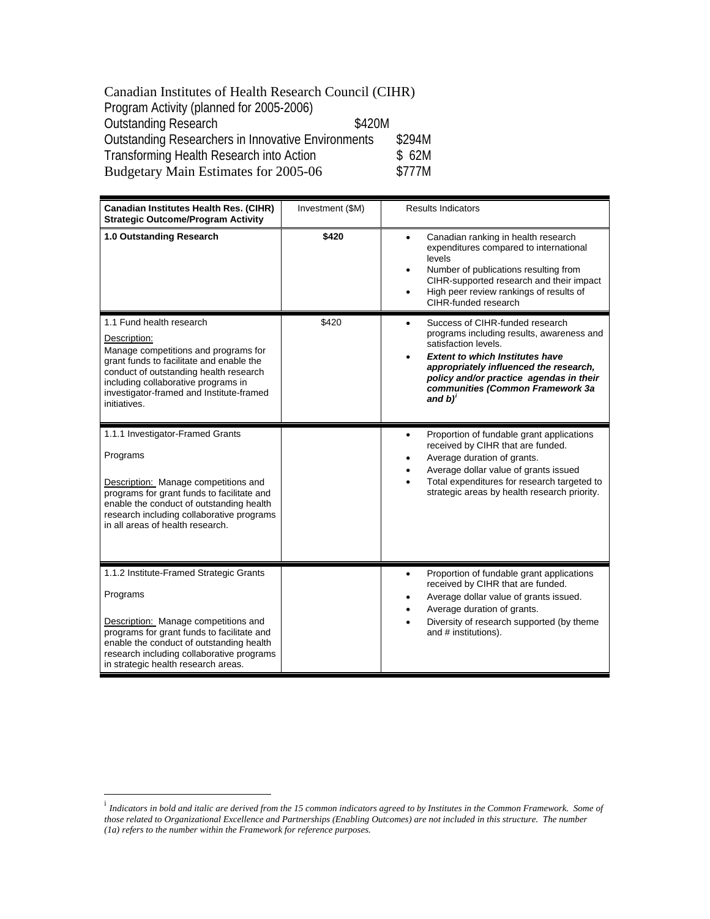Canadian Institutes of Health Research Council (CIHR)
Program Activity (planned for 2005-2006)

| | |
|---|---|
| Outstanding Research | $420M |
| Outstanding Researchers in Innovative Environments | $294M |
| Transforming Health Research into Action | $ 62M |
| Budgetary Main Estimates for 2005-06 | $777M |

| Canadian Institutes Health Res. (CIHR) Strategic Outcome/Program Activity | Investment ($M) | Results Indicators |
|---|---|---|
| **1.0 Outstanding Research** | **$420** | • Canadian ranking in health research expenditures compared to international levels<br>• Number of publications resulting from CIHR-supported research and their impact<br>• High peer review rankings of results of CIHR-funded research |
| 1.1 Fund health research<br><br>Description:<br>Manage competitions and programs for grant funds to facilitate and enable the conduct of outstanding health research including collaborative programs in investigator-framed and Institute-framed initiatives. | $420 | • Success of CIHR-funded research programs including results, awareness and satisfaction levels.<br>• ***Extent to which Institutes have appropriately influenced the research, policy and/or practice agendas in their communities (Common Framework 3a and b)***[i] |
| 1.1.1 Investigator-Framed Grants<br><br>Programs<br><br>Description: Manage competitions and programs for grant funds to facilitate and enable the conduct of outstanding health research including collaborative programs in all areas of health research. | | • Proportion of fundable grant applications received by CIHR that are funded.<br>• Average duration of grants.<br>• Average dollar value of grants issued<br>• Total expenditures for research targeted to strategic areas by health research priority. |
| 1.1.2 Institute-Framed Strategic Grants<br><br>Programs<br><br>Description: Manage competitions and programs for grant funds to facilitate and enable the conduct of outstanding health research including collaborative programs in strategic health research areas. | | • Proportion of fundable grant applications received by CIHR that are funded.<br>• Average dollar value of grants issued.<br>• Average duration of grants.<br>• Diversity of research supported (by theme and # institutions). |

[i] *Indicators in bold and italic are derived from the 15 common indicators agreed to by Institutes in the Common Framework. Some of those related to Organizational Excellence and Partnerships (Enabling Outcomes) are not included in this structure. The number (1a) refers to the number within the Framework for reference purposes.*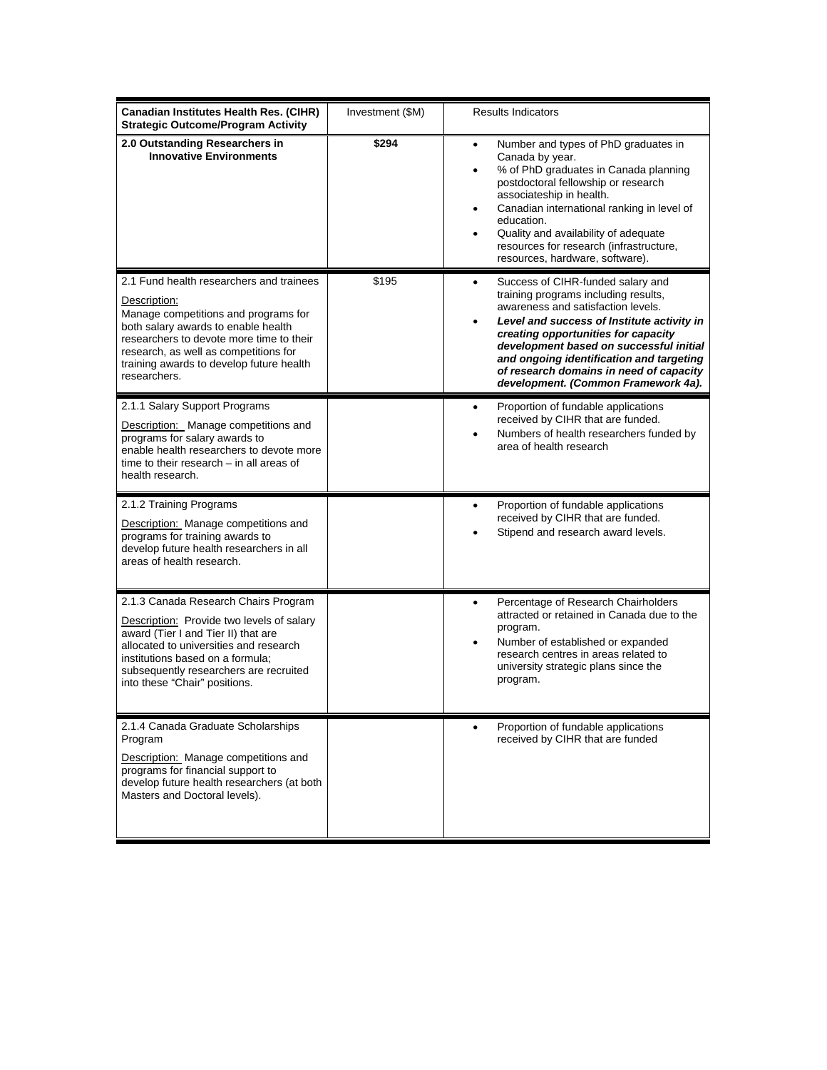| Canadian Institutes Health Res. (CIHR) Strategic Outcome/Program Activity | Investment ($M) | Results Indicators |
|---|---|---|
| **2.0 Outstanding Researchers in Innovative Environments** | **$294** | • Number and types of PhD graduates in Canada by year.<br>• % of PhD graduates in Canada planning postdoctoral fellowship or research associateship in health.<br>• Canadian international ranking in level of education.<br>• Quality and availability of adequate resources for research (infrastructure, resources, hardware, software). |
| 2.1 Fund health researchers and trainees<br><br><u>Description:</u><br>Manage competitions and programs for both salary awards to enable health researchers to devote more time to their research, as well as competitions for training awards to develop future health researchers. | $195 | • Success of CIHR-funded salary and training programs including results, awareness and satisfaction levels.<br>• ***Level and success of Institute activity in creating opportunities for capacity development based on successful initial and ongoing identification and targeting of research domains in need of capacity development. (Common Framework 4a).*** |
| 2.1.1 Salary Support Programs<br><br><u>Description:</u> Manage competitions and programs for salary awards to enable health researchers to devote more time to their research – in all areas of health research. | | • Proportion of fundable applications received by CIHR that are funded.<br>• Numbers of health researchers funded by area of health research |
| 2.1.2 Training Programs<br><br><u>Description:</u> Manage competitions and programs for training awards to develop future health researchers in all areas of health research. | | • Proportion of fundable applications received by CIHR that are funded.<br>• Stipend and research award levels. |
| 2.1.3 Canada Research Chairs Program<br><br><u>Description:</u> Provide two levels of salary award (Tier I and Tier II) that are allocated to universities and research institutions based on a formula; subsequently researchers are recruited into these "Chair" positions. | | • Percentage of Research Chairholders attracted or retained in Canada due to the program.<br>• Number of established or expanded research centres in areas related to university strategic plans since the program. |
| 2.1.4 Canada Graduate Scholarships Program<br><br><u>Description:</u> Manage competitions and programs for financial support to develop future health researchers (at both Masters and Doctoral levels). | | • Proportion of fundable applications received by CIHR that are funded |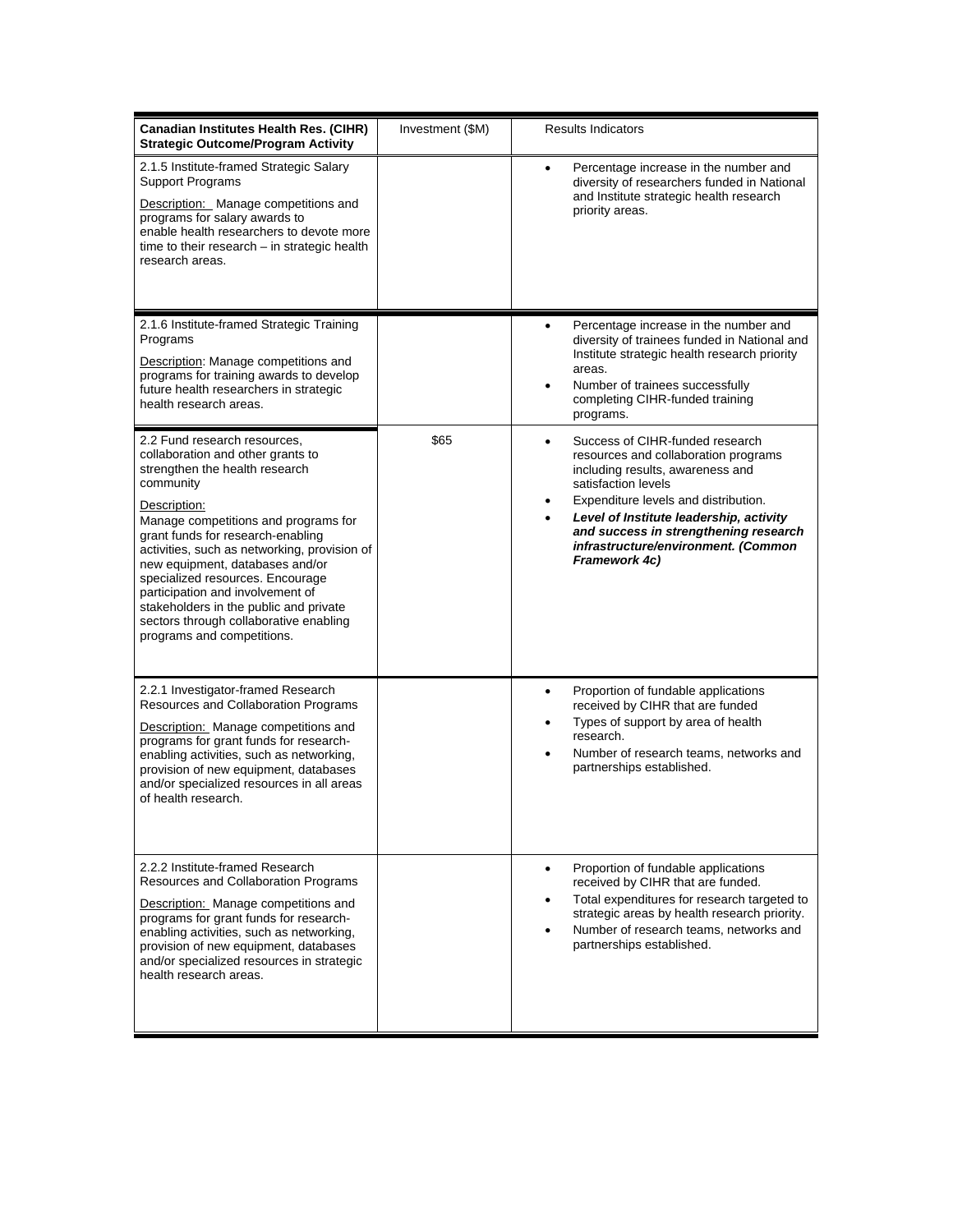| Canadian Institutes Health Res. (CIHR) Strategic Outcome/Program Activity | Investment ($M) | Results Indicators |
|---|---|---|
| 2.1.5 Institute-framed Strategic Salary Support Programs<br><br>Description: Manage competitions and programs for salary awards to enable health researchers to devote more time to their research – in strategic health research areas. | | • Percentage increase in the number and diversity of researchers funded in National and Institute strategic health research priority areas. |
| 2.1.6 Institute-framed Strategic Training Programs<br><br>Description: Manage competitions and programs for training awards to develop future health researchers in strategic health research areas. | | • Percentage increase in the number and diversity of trainees funded in National and Institute strategic health research priority areas.<br>• Number of trainees successfully completing CIHR-funded training programs. |
| 2.2 Fund research resources, collaboration and other grants to strengthen the health research community<br><br>Description:<br>Manage competitions and programs for grant funds for research-enabling activities, such as networking, provision of new equipment, databases and/or specialized resources. Encourage participation and involvement of stakeholders in the public and private sectors through collaborative enabling programs and competitions. | $65 | • Success of CIHR-funded research resources and collaboration programs including results, awareness and satisfaction levels<br>• Expenditure levels and distribution.<br>• ***Level of Institute leadership, activity and success in strengthening research infrastructure/environment. (Common Framework 4c)*** |
| 2.2.1 Investigator-framed Research Resources and Collaboration Programs<br><br>Description: Manage competitions and programs for grant funds for research-enabling activities, such as networking, provision of new equipment, databases and/or specialized resources in all areas of health research. | | • Proportion of fundable applications received by CIHR that are funded<br>• Types of support by area of health research.<br>• Number of research teams, networks and partnerships established. |
| 2.2.2 Institute-framed Research Resources and Collaboration Programs<br><br>Description: Manage competitions and programs for grant funds for research-enabling activities, such as networking, provision of new equipment, databases and/or specialized resources in strategic health research areas. | | • Proportion of fundable applications received by CIHR that are funded.<br>• Total expenditures for research targeted to strategic areas by health research priority.<br>• Number of research teams, networks and partnerships established. |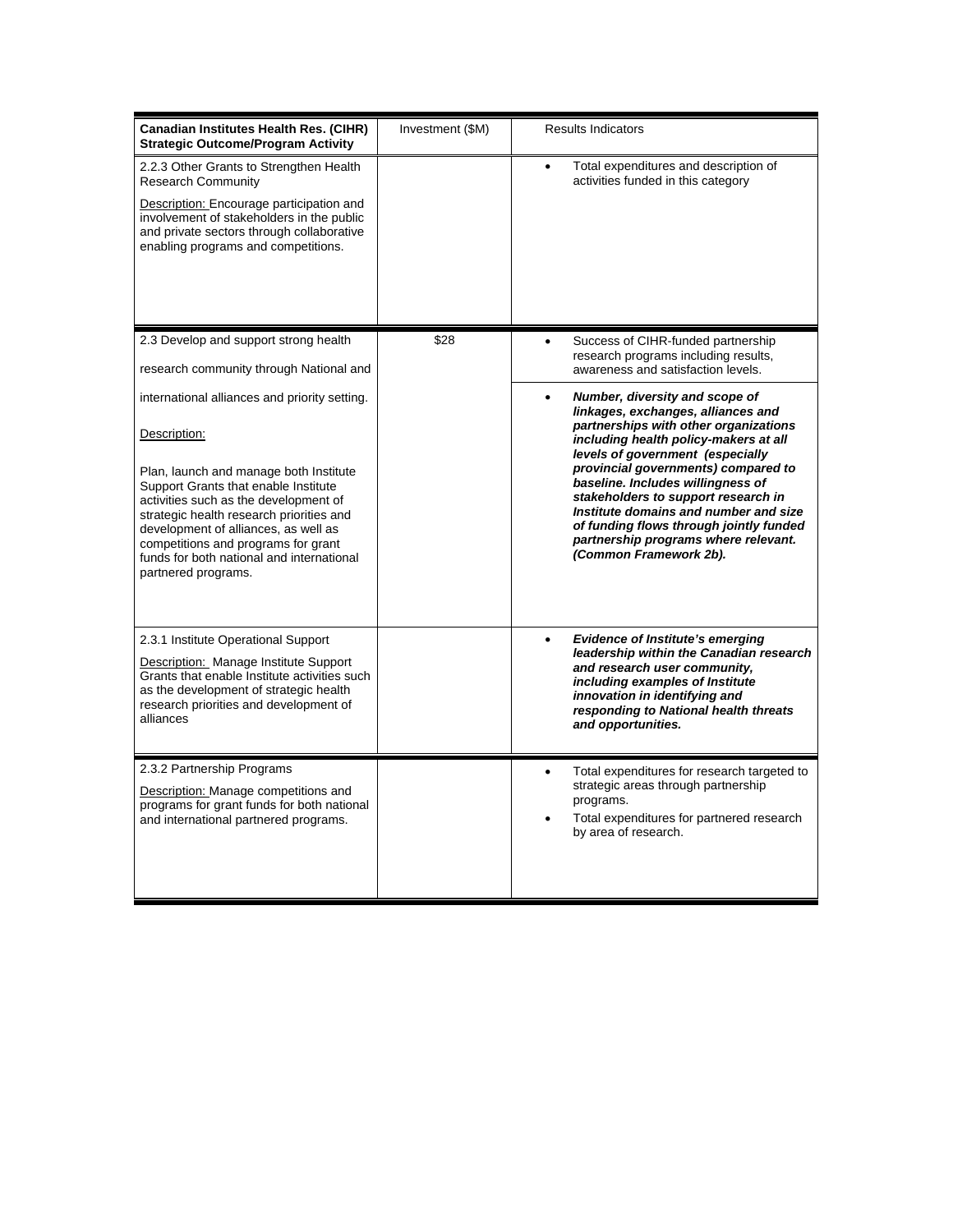| Canadian Institutes Health Res. (CIHR) Strategic Outcome/Program Activity | Investment ($M) | Results Indicators |
|---|---|---|
| 2.2.3 Other Grants to Strengthen Health Research Community<br><br>Description: Encourage participation and involvement of stakeholders in the public and private sectors through collaborative enabling programs and competitions. | | • Total expenditures and description of activities funded in this category |
| 2.3 Develop and support strong health research community through National and international alliances and priority setting.<br><br>Description:<br><br>Plan, launch and manage both Institute Support Grants that enable Institute activities such as the development of strategic health research priorities and development of alliances, as well as competitions and programs for grant funds for both national and international partnered programs. | $28 | • Success of CIHR-funded partnership research programs including results, awareness and satisfaction levels.<br><br>• ***Number, diversity and scope of linkages, exchanges, alliances and partnerships with other organizations including health policy-makers at all levels of government (especially provincial governments) compared to baseline. Includes willingness of stakeholders to support research in Institute domains and number and size of funding flows through jointly funded partnership programs where relevant. (Common Framework 2b).*** |
| 2.3.1 Institute Operational Support<br><br>Description: Manage Institute Support Grants that enable Institute activities such as the development of strategic health research priorities and development of alliances | | • ***Evidence of Institute's emerging leadership within the Canadian research and research user community, including examples of Institute innovation in identifying and responding to National health threats and opportunities.*** |
| 2.3.2 Partnership Programs<br><br>Description: Manage competitions and programs for grant funds for both national and international partnered programs. | | • Total expenditures for research targeted to strategic areas through partnership programs.<br>• Total expenditures for partnered research by area of research. |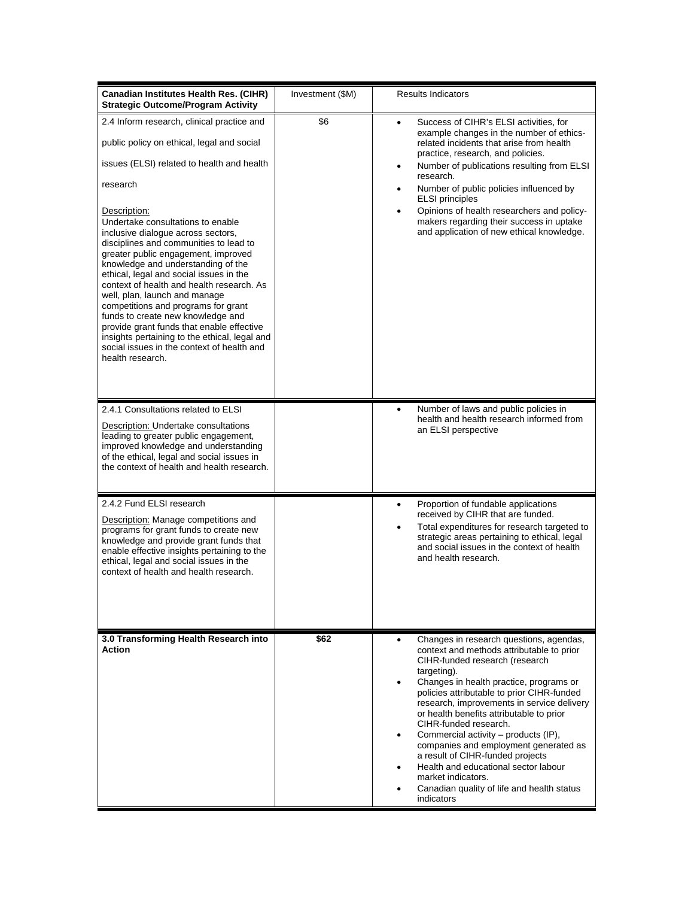| **Canadian Institutes Health Res. (CIHR) Strategic Outcome/Program Activity** | Investment ($M) | Results Indicators |
|---|---|---|
| 2.4 Inform research, clinical practice and public policy on ethical, legal and social issues (ELSI) related to health and health research<br><br>Description:<br>Undertake consultations to enable inclusive dialogue across sectors, disciplines and communities to lead to greater public engagement, improved knowledge and understanding of the ethical, legal and social issues in the context of health and health research. As well, plan, launch and manage competitions and programs for grant funds to create new knowledge and provide grant funds that enable effective insights pertaining to the ethical, legal and social issues in the context of health and health research. | $6 | • Success of CIHR's ELSI activities, for example changes in the number of ethics-related incidents that arise from health practice, research, and policies.<br>• Number of publications resulting from ELSI research.<br>• Number of public policies influenced by ELSI principles<br>• Opinions of health researchers and policy-makers regarding their success in uptake and application of new ethical knowledge. |
| 2.4.1 Consultations related to ELSI<br><br>Description: Undertake consultations leading to greater public engagement, improved knowledge and understanding of the ethical, legal and social issues in the context of health and health research. | | • Number of laws and public policies in health and health research informed from an ELSI perspective |
| 2.4.2 Fund ELSI research<br><br>Description: Manage competitions and programs for grant funds to create new knowledge and provide grant funds that enable effective insights pertaining to the ethical, legal and social issues in the context of health and health research. | | • Proportion of fundable applications received by CIHR that are funded.<br>• Total expenditures for research targeted to strategic areas pertaining to ethical, legal and social issues in the context of health and health research. |
| **3.0 Transforming Health Research into Action** | **$62** | • Changes in research questions, agendas, context and methods attributable to prior CIHR-funded research (research targeting).<br>• Changes in health practice, programs or policies attributable to prior CIHR-funded research, improvements in service delivery or health benefits attributable to prior CIHR-funded research.<br>• Commercial activity – products (IP), companies and employment generated as a result of CIHR-funded projects<br>• Health and educational sector labour market indicators.<br>• Canadian quality of life and health status indicators |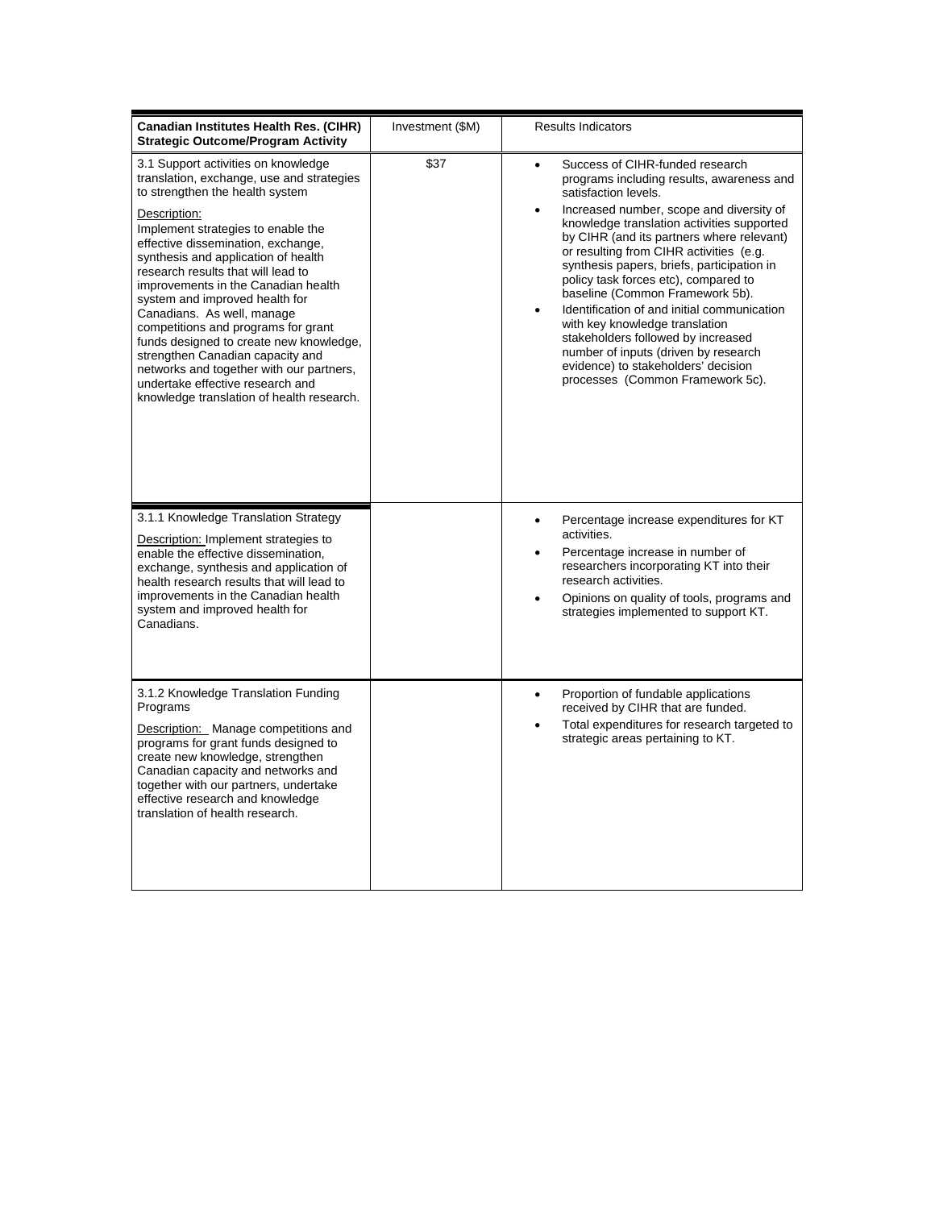| **Canadian Institutes Health Res. (CIHR) Strategic Outcome/Program Activity** | Investment ($M) | Results Indicators |
|---|---|---|
| 3.1 Support activities on knowledge translation, exchange, use and strategies to strengthen the health system<br><br>Description:<br>Implement strategies to enable the effective dissemination, exchange, synthesis and application of health research results that will lead to improvements in the Canadian health system and improved health for Canadians. As well, manage competitions and programs for grant funds designed to create new knowledge, strengthen Canadian capacity and networks and together with our partners, undertake effective research and knowledge translation of health research. | $37 | • Success of CIHR-funded research programs including results, awareness and satisfaction levels.<br>• Increased number, scope and diversity of knowledge translation activities supported by CIHR (and its partners where relevant) or resulting from CIHR activities (e.g. synthesis papers, briefs, participation in policy task forces etc), compared to baseline (Common Framework 5b).<br>• Identification of and initial communication with key knowledge translation stakeholders followed by increased number of inputs (driven by research evidence) to stakeholders' decision processes (Common Framework 5c). |
| 3.1.1 Knowledge Translation Strategy<br><br>Description: Implement strategies to enable the effective dissemination, exchange, synthesis and application of health research results that will lead to improvements in the Canadian health system and improved health for Canadians. | | • Percentage increase expenditures for KT activities.<br>• Percentage increase in number of researchers incorporating KT into their research activities.<br>• Opinions on quality of tools, programs and strategies implemented to support KT. |
| 3.1.2 Knowledge Translation Funding Programs<br><br>Description: Manage competitions and programs for grant funds designed to create new knowledge, strengthen Canadian capacity and networks and together with our partners, undertake effective research and knowledge translation of health research. | | • Proportion of fundable applications received by CIHR that are funded.<br>• Total expenditures for research targeted to strategic areas pertaining to KT. |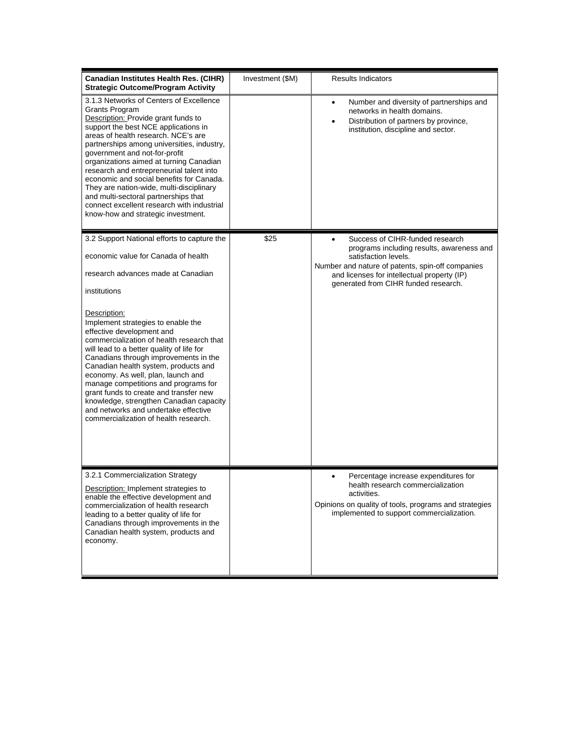| Canadian Institutes Health Res. (CIHR) Strategic Outcome/Program Activity | Investment ($M) | Results Indicators |
|---|---|---|
| 3.1.3 Networks of Centers of Excellence Grants Program<br>Description: Provide grant funds to support the best NCE applications in areas of health research. NCE's are partnerships among universities, industry, government and not-for-profit organizations aimed at turning Canadian research and entrepreneurial talent into economic and social benefits for Canada. They are nation-wide, multi-disciplinary and multi-sectoral partnerships that connect excellent research with industrial know-how and strategic investment. | | • Number and diversity of partnerships and networks in health domains.<br>• Distribution of partners by province, institution, discipline and sector. |
| 3.2 Support National efforts to capture the economic value for Canada of health research advances made at Canadian institutions<br><br>Description:<br>Implement strategies to enable the effective development and commercialization of health research that will lead to a better quality of life for Canadians through improvements in the Canadian health system, products and economy. As well, plan, launch and manage competitions and programs for grant funds to create and transfer new knowledge, strengthen Canadian capacity and networks and undertake effective commercialization of health research. | $25 | • Success of CIHR-funded research programs including results, awareness and satisfaction levels.<br>Number and nature of patents, spin-off companies and licenses for intellectual property (IP) generated from CIHR funded research. |
| 3.2.1 Commercialization Strategy<br>Description: Implement strategies to enable the effective development and commercialization of health research leading to a better quality of life for Canadians through improvements in the Canadian health system, products and economy. | | • Percentage increase expenditures for health research commercialization activities.<br>Opinions on quality of tools, programs and strategies implemented to support commercialization. |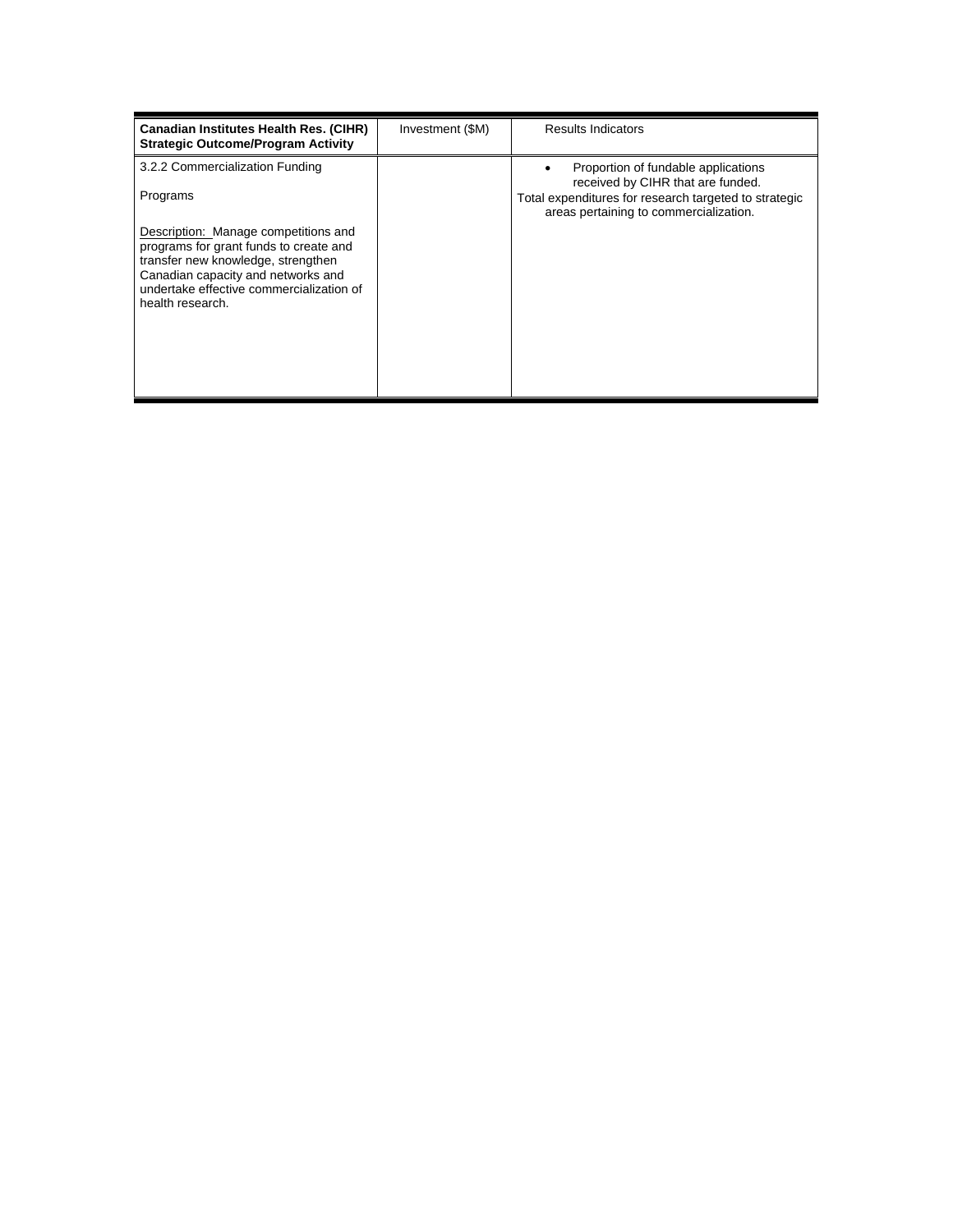| **Canadian Institutes Health Res. (CIHR) Strategic Outcome/Program Activity** | Investment ($M) | Results Indicators |
| --- | --- | --- |
| 3.2.2 Commercialization Funding<br><br>Programs<br><br>Description: Manage competitions and programs for grant funds to create and transfer new knowledge, strengthen Canadian capacity and networks and undertake effective commercialization of health research. | | • Proportion of fundable applications received by CIHR that are funded.<br>Total expenditures for research targeted to strategic areas pertaining to commercialization. |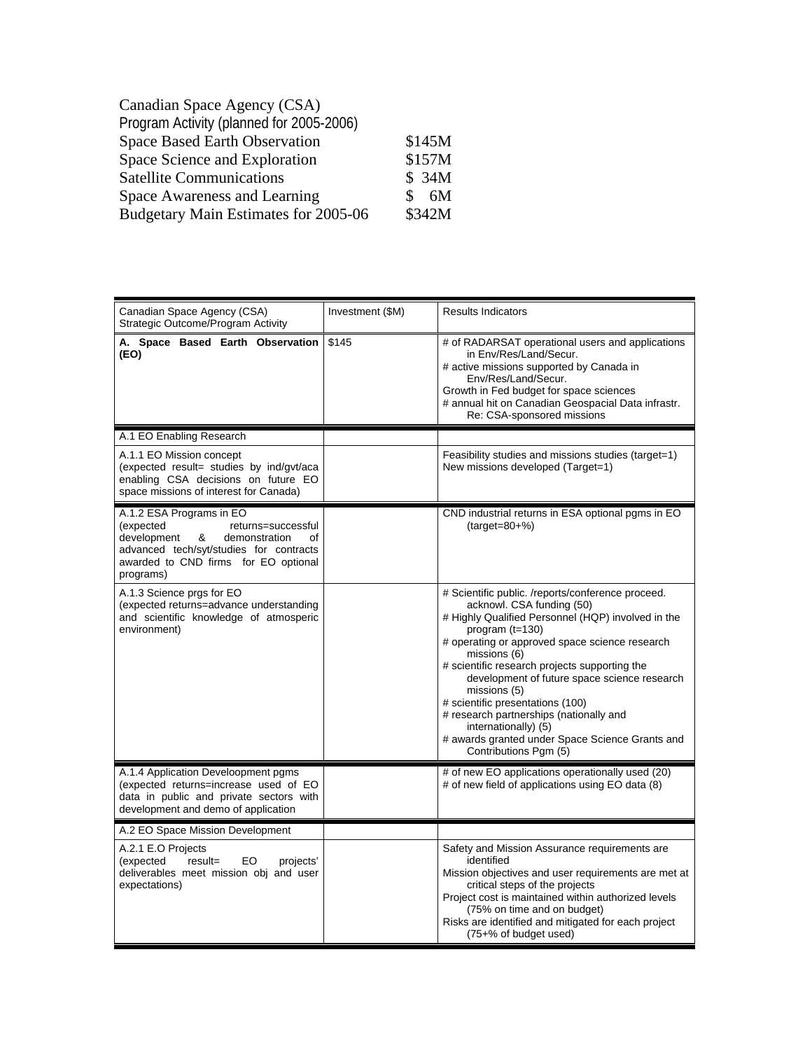Canadian Space Agency (CSA)
Program Activity (planned for 2005-2006)

| | |
|---|---|
| Space Based Earth Observation | $145M |
| Space Science and Exploration | $157M |
| Satellite Communications | $ 34M |
| Space Awareness and Learning | $ 6M |
| Budgetary Main Estimates for 2005-06 | $342M |

| Canadian Space Agency (CSA) Strategic Outcome/Program Activity | Investment ($M) | Results Indicators |
|---|---|---|
| **A. Space Based Earth Observation (EO)** | $145 | # of RADARSAT operational users and applications in Env/Res/Land/Secur.<br># active missions supported by Canada in Env/Res/Land/Secur.<br>Growth in Fed budget for space sciences<br># annual hit on Canadian Geospacial Data infrastr. Re: CSA-sponsored missions |
| A.1 EO Enabling Research | | |
| A.1.1 EO Mission concept (expected result= studies by ind/gvt/aca enabling CSA decisions on future EO space missions of interest for Canada) | | Feasibility studies and missions studies (target=1)<br>New missions developed (Target=1) |
| A.1.2 ESA Programs in EO (expected returns=successful development & demonstration of advanced tech/syt/studies for contracts awarded to CND firms for EO optional programs) | | CND industrial returns in ESA optional pgms in EO (target=80+%) |
| A.1.3 Science prgs for EO (expected returns=advance understanding and scientific knowledge of atmosperic environment) | | # Scientific public. /reports/conference proceed. acknowl. CSA funding (50)<br># Highly Qualified Personnel (HQP) involved in the program (t=130)<br># operating or approved space science research missions (6)<br># scientific research projects supporting the development of future space science research missions (5)<br># scientific presentations (100)<br># research partnerships (nationally and internationally) (5)<br># awards granted under Space Science Grants and Contributions Pgm (5) |
| A.1.4 Application Develoopment pgms (expected returns=increase used of EO data in public and private sectors with development and demo of application | | # of new EO applications operationally used (20)<br># of new field of applications using EO data (8) |
| A.2 EO Space Mission Development | | |
| A.2.1 E.O Projects (expected result= EO projects' deliverables meet mission obj and user expectations) | | Safety and Mission Assurance requirements are identified<br>Mission objectives and user requirements are met at critical steps of the projects<br>Project cost is maintained within authorized levels (75% on time and on budget)<br>Risks are identified and mitigated for each project (75+% of budget used) |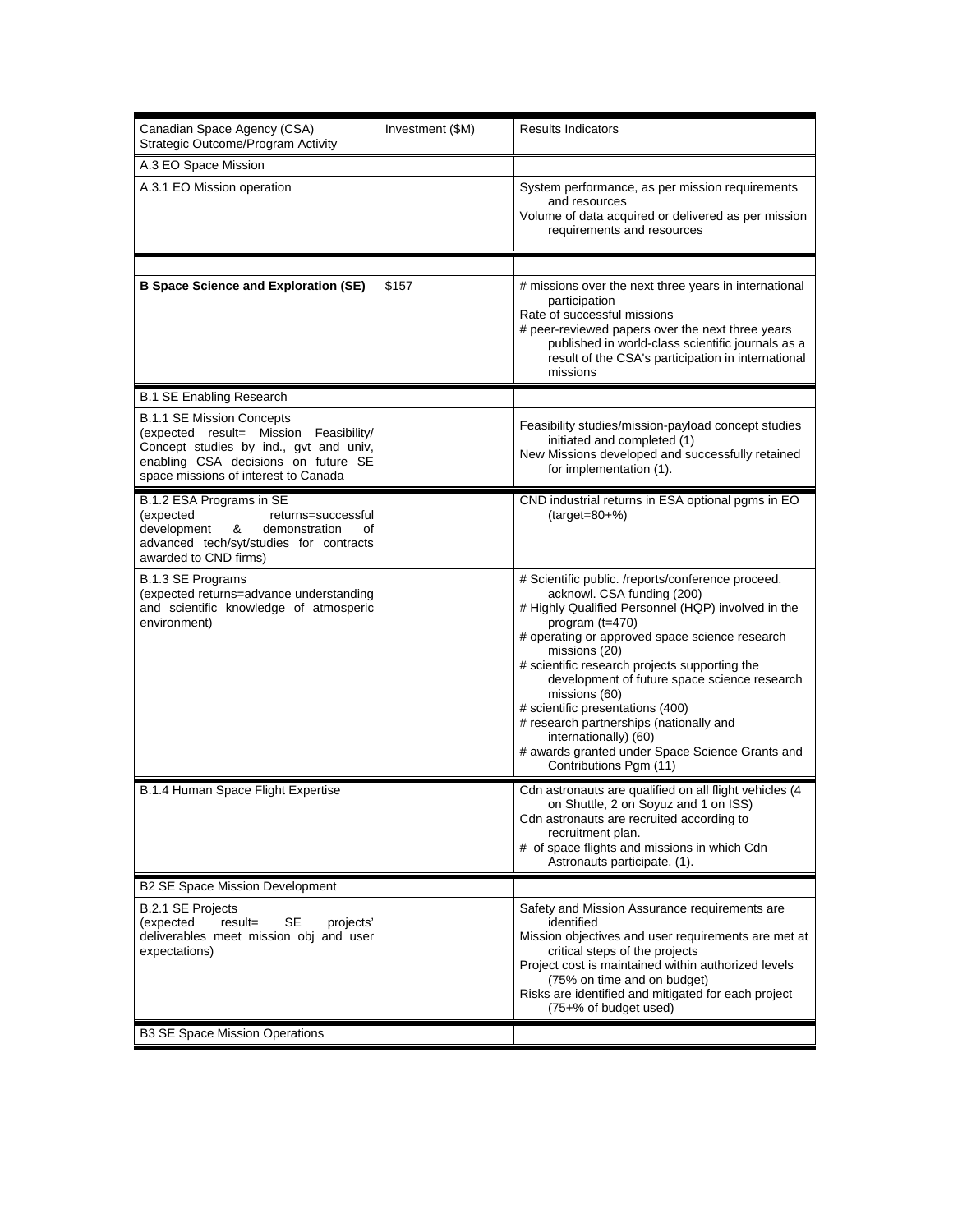| Canadian Space Agency (CSA) Strategic Outcome/Program Activity | Investment ($M) | Results Indicators |
|---|---|---|
| A.3 EO Space Mission | | |
| A.3.1 EO Mission operation | | System performance, as per mission requirements and resources<br>Volume of data acquired or delivered as per mission requirements and resources |
| | | |
| **B Space Science and Exploration (SE)** | $157 | # missions over the next three years in international participation<br>Rate of successful missions<br># peer-reviewed papers over the next three years published in world-class scientific journals as a result of the CSA's participation in international missions |
| B.1 SE Enabling Research | | |
| B.1.1 SE Mission Concepts (expected result= Mission Feasibility/ Concept studies by ind., gvt and univ, enabling CSA decisions on future SE space missions of interest to Canada | | Feasibility studies/mission-payload concept studies initiated and completed (1)<br>New Missions developed and successfully retained for implementation (1). |
| B.1.2 ESA Programs in SE (expected returns=successful development & demonstration of advanced tech/syt/studies for contracts awarded to CND firms) | | CND industrial returns in ESA optional pgms in EO (target=80+%) |
| B.1.3 SE Programs (expected returns=advance understanding and scientific knowledge of atmosperic environment) | | # Scientific public. /reports/conference proceed. acknowl. CSA funding (200)<br># Highly Qualified Personnel (HQP) involved in the program (t=470)<br># operating or approved space science research missions (20)<br># scientific research projects supporting the development of future space science research missions (60)<br># scientific presentations (400)<br># research partnerships (nationally and internationally) (60)<br># awards granted under Space Science Grants and Contributions Pgm (11) |
| B.1.4 Human Space Flight Expertise | | Cdn astronauts are qualified on all flight vehicles (4 on Shuttle, 2 on Soyuz and 1 on ISS)<br>Cdn astronauts are recruited according to recruitment plan.<br># of space flights and missions in which Cdn Astronauts participate. (1). |
| B2 SE Space Mission Development | | |
| B.2.1 SE Projects (expected result= SE projects' deliverables meet mission obj and user expectations) | | Safety and Mission Assurance requirements are identified<br>Mission objectives and user requirements are met at critical steps of the projects<br>Project cost is maintained within authorized levels (75% on time and on budget)<br>Risks are identified and mitigated for each project (75+% of budget used) |
| B3 SE Space Mission Operations | | |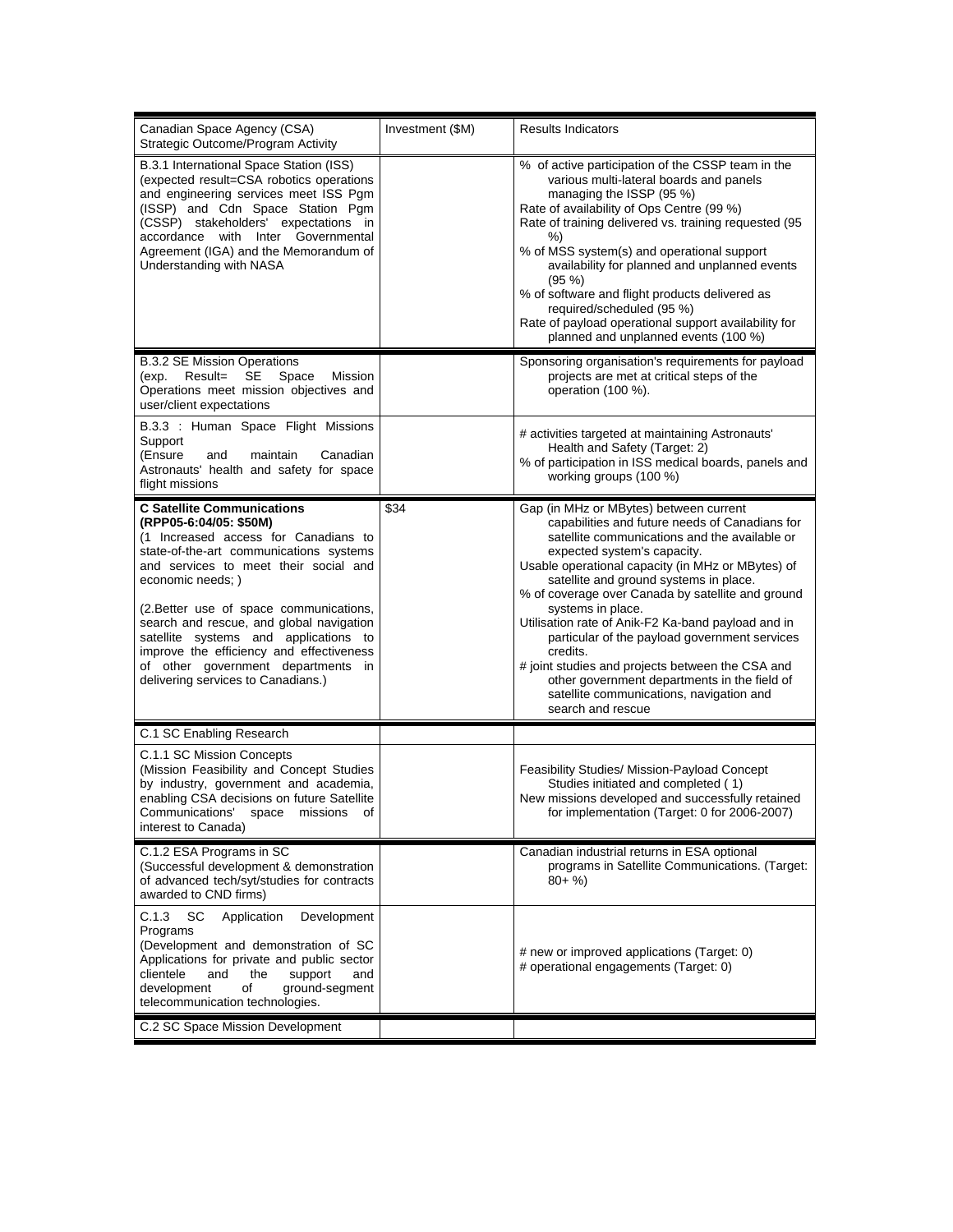| Canadian Space Agency (CSA) Strategic Outcome/Program Activity | Investment ($M) | Results Indicators |
|---|---|---|
| B.3.1 International Space Station (ISS) (expected result=CSA robotics operations and engineering services meet ISS Pgm (ISSP) and Cdn Space Station Pgm (CSSP) stakeholders' expectations in accordance with Inter Governmental Agreement (IGA) and the Memorandum of Understanding with NASA | | % of active participation of the CSSP team in the various multi-lateral boards and panels managing the ISSP (95 %)<br>Rate of availability of Ops Centre (99 %)<br>Rate of training delivered vs. training requested (95 %)<br>% of MSS system(s) and operational support availability for planned and unplanned events (95 %)<br>% of software and flight products delivered as required/scheduled (95 %)<br>Rate of payload operational support availability for planned and unplanned events (100 %) |
| B.3.2 SE Mission Operations (exp. Result= SE Space Mission Operations meet mission objectives and user/client expectations | | Sponsoring organisation's requirements for payload projects are met at critical steps of the operation (100 %). |
| B.3.3 : Human Space Flight Missions Support (Ensure and maintain Canadian Astronauts' health and safety for space flight missions | | # activities targeted at maintaining Astronauts' Health and Safety (Target: 2)<br>% of participation in ISS medical boards, panels and working groups (100 %) |
| **C Satellite Communications (RPP05-6:04/05: $50M)**<br>(1 Increased access for Canadians to state-of-the-art communications systems and services to meet their social and economic needs; )<br><br>(2.Better use of space communications, search and rescue, and global navigation satellite systems and applications to improve the efficiency and effectiveness of other government departments in delivering services to Canadians.) | $34 | Gap (in MHz or MBytes) between current capabilities and future needs of Canadians for satellite communications and the available or expected system's capacity.<br>Usable operational capacity (in MHz or MBytes) of satellite and ground systems in place.<br>% of coverage over Canada by satellite and ground systems in place.<br>Utilisation rate of Anik-F2 Ka-band payload and in particular of the payload government services credits.<br># joint studies and projects between the CSA and other government departments in the field of satellite communications, navigation and search and rescue |
| C.1 SC Enabling Research | | |
| C.1.1 SC Mission Concepts (Mission Feasibility and Concept Studies by industry, government and academia, enabling CSA decisions on future Satellite Communications' space missions of interest to Canada) | | Feasibility Studies/ Mission-Payload Concept Studies initiated and completed ( 1)<br>New missions developed and successfully retained for implementation (Target: 0 for 2006-2007) |
| C.1.2 ESA Programs in SC (Successful development & demonstration of advanced tech/syt/studies for contracts awarded to CND firms) | | Canadian industrial returns in ESA optional programs in Satellite Communications. (Target: 80+ %) |
| C.1.3 SC Application Development Programs (Development and demonstration of SC Applications for private and public sector clientele and the support and development of ground-segment telecommunication technologies. | | # new or improved applications (Target: 0)<br># operational engagements (Target: 0) |
| C.2 SC Space Mission Development | | |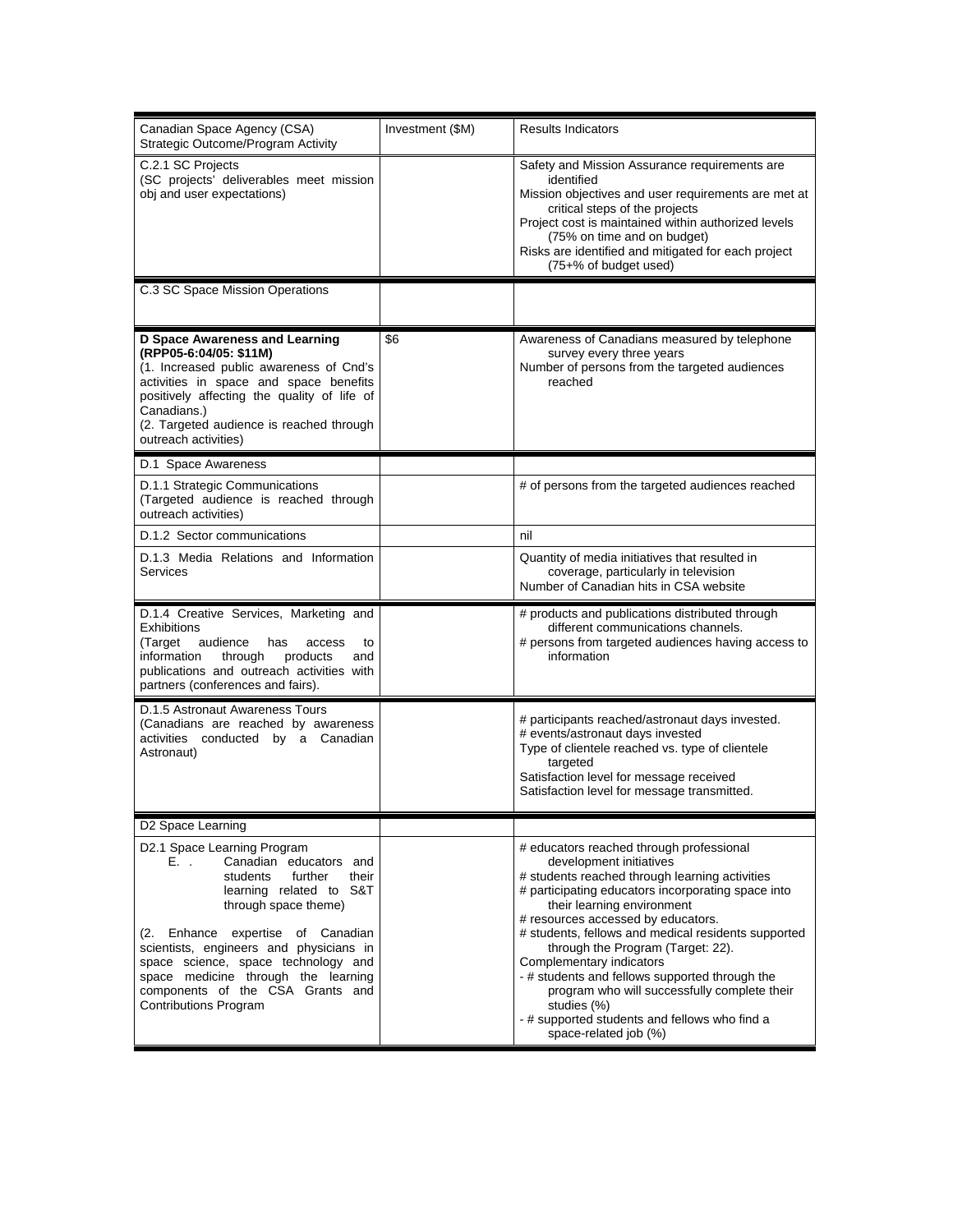| Canadian Space Agency (CSA) Strategic Outcome/Program Activity | Investment ($M) | Results Indicators |
|---|---|---|
| C.2.1 SC Projects<br>(SC projects' deliverables meet mission obj and user expectations) | | Safety and Mission Assurance requirements are identified<br>Mission objectives and user requirements are met at critical steps of the projects<br>Project cost is maintained within authorized levels (75% on time and on budget)<br>Risks are identified and mitigated for each project (75+% of budget used) |
| C.3 SC Space Mission Operations | | |
| **D Space Awareness and Learning (RPP05-6:04/05: $11M)**<br>(1. Increased public awareness of Cnd's activities in space and space benefits positively affecting the quality of life of Canadians.)<br>(2. Targeted audience is reached through outreach activities) | $6 | Awareness of Canadians measured by telephone survey every three years<br>Number of persons from the targeted audiences reached |
| D.1 Space Awareness | | |
| D.1.1 Strategic Communications<br>(Targeted audience is reached through outreach activities) | | # of persons from the targeted audiences reached |
| D.1.2 Sector communications | | nil |
| D.1.3 Media Relations and Information Services | | Quantity of media initiatives that resulted in coverage, particularly in television<br>Number of Canadian hits in CSA website |
| D.1.4 Creative Services, Marketing and Exhibitions<br>(Target audience has access to information through products and publications and outreach activities with partners (conferences and fairs). | | # products and publications distributed through different communications channels.<br># persons from targeted audiences having access to information |
| D.1.5 Astronaut Awareness Tours<br>(Canadians are reached by awareness activities conducted by a Canadian Astronaut) | | # participants reached/astronaut days invested.<br># events/astronaut days invested<br>Type of clientele reached vs. type of clientele targeted<br>Satisfaction level for message received<br>Satisfaction level for message transmitted. |
| D2 Space Learning | | |
| D2.1 Space Learning Program<br>E. . Canadian educators and students further their learning related to S&T through space theme)<br><br>(2. Enhance expertise of Canadian scientists, engineers and physicians in space science, space technology and space medicine through the learning components of the CSA Grants and Contributions Program | | # educators reached through professional development initiatives<br># students reached through learning activities<br># participating educators incorporating space into their learning environment<br># resources accessed by educators.<br># students, fellows and medical residents supported through the Program (Target: 22).<br>Complementary indicators<br>- # students and fellows supported through the program who will successfully complete their studies (%)<br>- # supported students and fellows who find a space-related job (%) |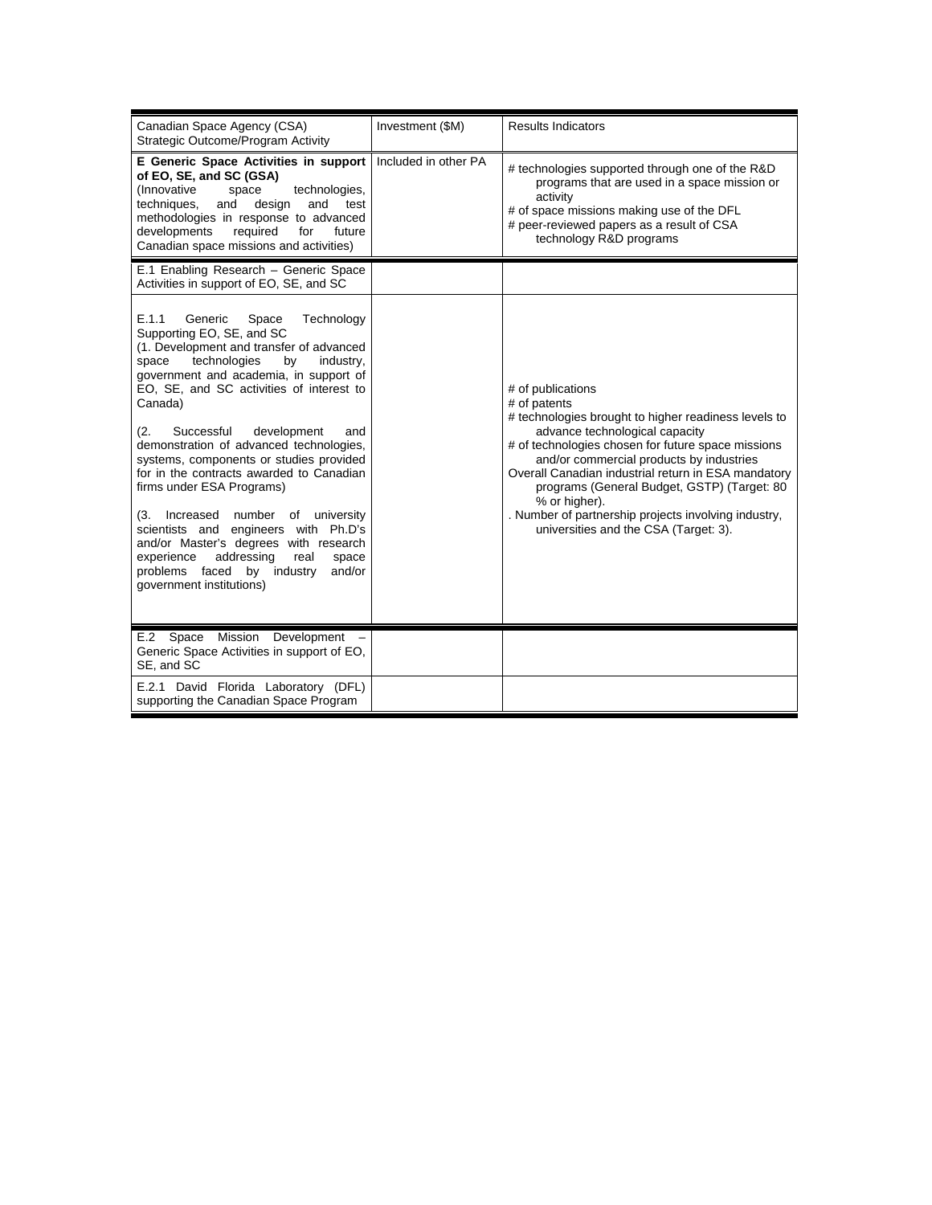| Canadian Space Agency (CSA) Strategic Outcome/Program Activity | Investment ($M) | Results Indicators |
|---|---|---|
| **E Generic Space Activities in support of EO, SE, and SC (GSA)** (Innovative space technologies, techniques, and design and test methodologies in response to advanced developments required for future Canadian space missions and activities) | Included in other PA | # technologies supported through one of the R&D programs that are used in a space mission or activity<br># of space missions making use of the DFL<br># peer-reviewed papers as a result of CSA technology R&D programs |
| E.1 Enabling Research – Generic Space Activities in support of EO, SE, and SC | | |
| E.1.1 Generic Space Technology Supporting EO, SE, and SC<br>(1. Development and transfer of advanced space technologies by industry, government and academia, in support of EO, SE, and SC activities of interest to Canada)<br><br>(2. Successful development and demonstration of advanced technologies, systems, components or studies provided for in the contracts awarded to Canadian firms under ESA Programs)<br><br>(3. Increased number of university scientists and engineers with Ph.D's and/or Master's degrees with research experience addressing real space problems faced by industry and/or government institutions) | | # of publications<br># of patents<br># technologies brought to higher readiness levels to advance technological capacity<br># of technologies chosen for future space missions and/or commercial products by industries<br>Overall Canadian industrial return in ESA mandatory programs (General Budget, GSTP) (Target: 80 % or higher).<br>. Number of partnership projects involving industry, universities and the CSA (Target: 3). |
| E.2 Space Mission Development – Generic Space Activities in support of EO, SE, and SC | | |
| E.2.1 David Florida Laboratory (DFL) supporting the Canadian Space Program | | |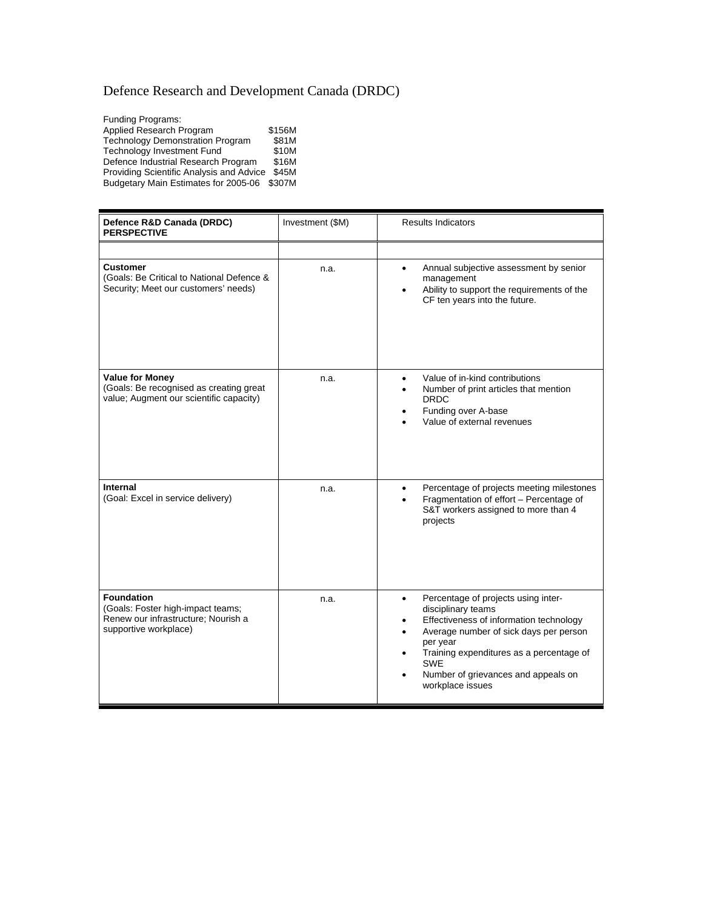# Defence Research and Development Canada (DRDC)

Funding Programs:

| | |
|---|---|
| Applied Research Program | $156M |
| Technology Demonstration Program | $81M |
| Technology Investment Fund | $10M |
| Defence Industrial Research Program | $16M |
| Providing Scientific Analysis and Advice | $45M |
| Budgetary Main Estimates for 2005-06 | $307M |

| **Defence R&D Canada (DRDC) PERSPECTIVE** | Investment ($M) | Results Indicators |
|---|---|---|
| | | |
| **Customer** (Goals: Be Critical to National Defence & Security; Meet our customers' needs) | n.a. | • Annual subjective assessment by senior management<br>• Ability to support the requirements of the CF ten years into the future. |
| **Value for Money** (Goals: Be recognised as creating great value; Augment our scientific capacity) | n.a. | • Value of in-kind contributions<br>• Number of print articles that mention DRDC<br>• Funding over A-base<br>• Value of external revenues |
| **Internal** (Goal: Excel in service delivery) | n.a. | • Percentage of projects meeting milestones<br>• Fragmentation of effort – Percentage of S&T workers assigned to more than 4 projects |
| **Foundation** (Goals: Foster high-impact teams; Renew our infrastructure; Nourish a supportive workplace) | n.a. | • Percentage of projects using inter-disciplinary teams<br>• Effectiveness of information technology<br>• Average number of sick days per person per year<br>• Training expenditures as a percentage of SWE<br>• Number of grievances and appeals on workplace issues |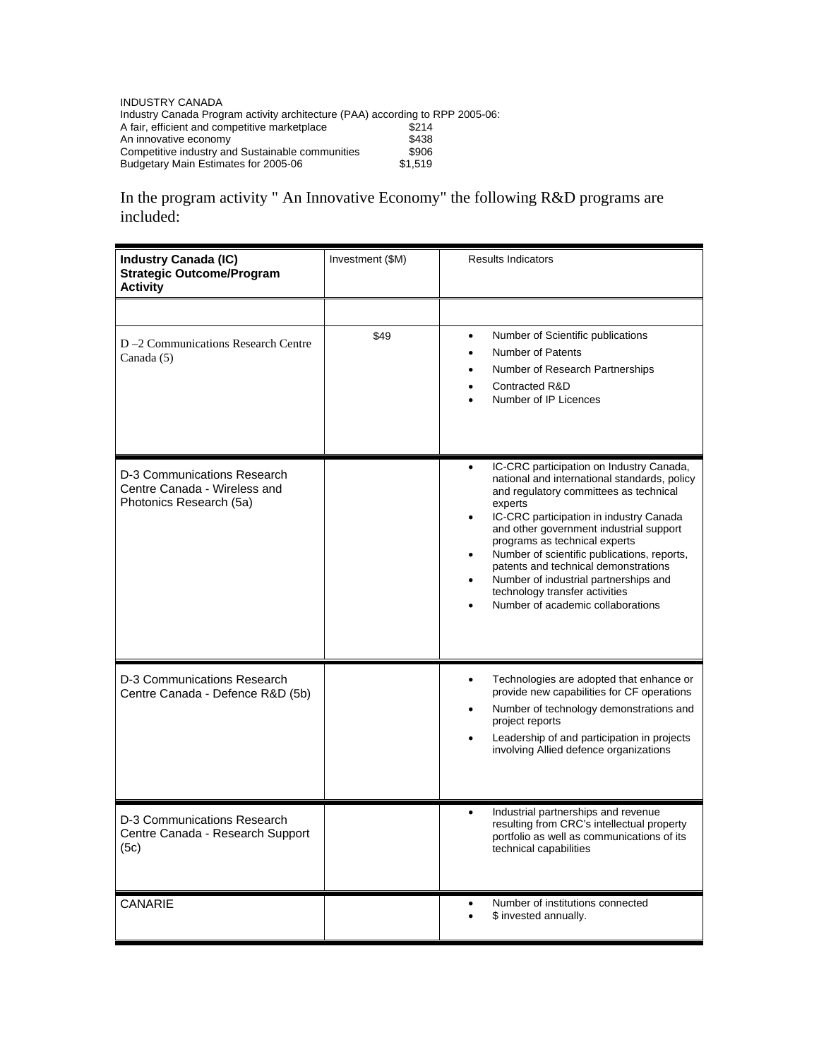INDUSTRY CANADA

Industry Canada Program activity architecture (PAA) according to RPP 2005-06:

| | |
|---|---|
| A fair, efficient and competitive marketplace | $214 |
| An innovative economy | $438 |
| Competitive industry and Sustainable communities | $906 |
| Budgetary Main Estimates for 2005-06 | $1,519 |

In the program activity " An Innovative Economy" the following R&D programs are included:

| **Industry Canada (IC) Strategic Outcome/Program Activity** | Investment ($M) | Results Indicators |
|---|---|---|
| | | |
| D –2 Communications Research Centre Canada (5) | $49 | • Number of Scientific publications<br>• Number of Patents<br>• Number of Research Partnerships<br>• Contracted R&D<br>• Number of IP Licences |
| D-3 Communications Research Centre Canada - Wireless and Photonics Research (5a) | | • IC-CRC participation on Industry Canada, national and international standards, policy and regulatory committees as technical experts<br>• IC-CRC participation in industry Canada and other government industrial support programs as technical experts<br>• Number of scientific publications, reports, patents and technical demonstrations<br>• Number of industrial partnerships and technology transfer activities<br>• Number of academic collaborations |
| D-3 Communications Research Centre Canada - Defence R&D (5b) | | • Technologies are adopted that enhance or provide new capabilities for CF operations<br>• Number of technology demonstrations and project reports<br>• Leadership of and participation in projects involving Allied defence organizations |
| D-3 Communications Research Centre Canada - Research Support (5c) | | • Industrial partnerships and revenue resulting from CRC's intellectual property portfolio as well as communications of its technical capabilities |
| CANARIE | | • Number of institutions connected<br>• $ invested annually. |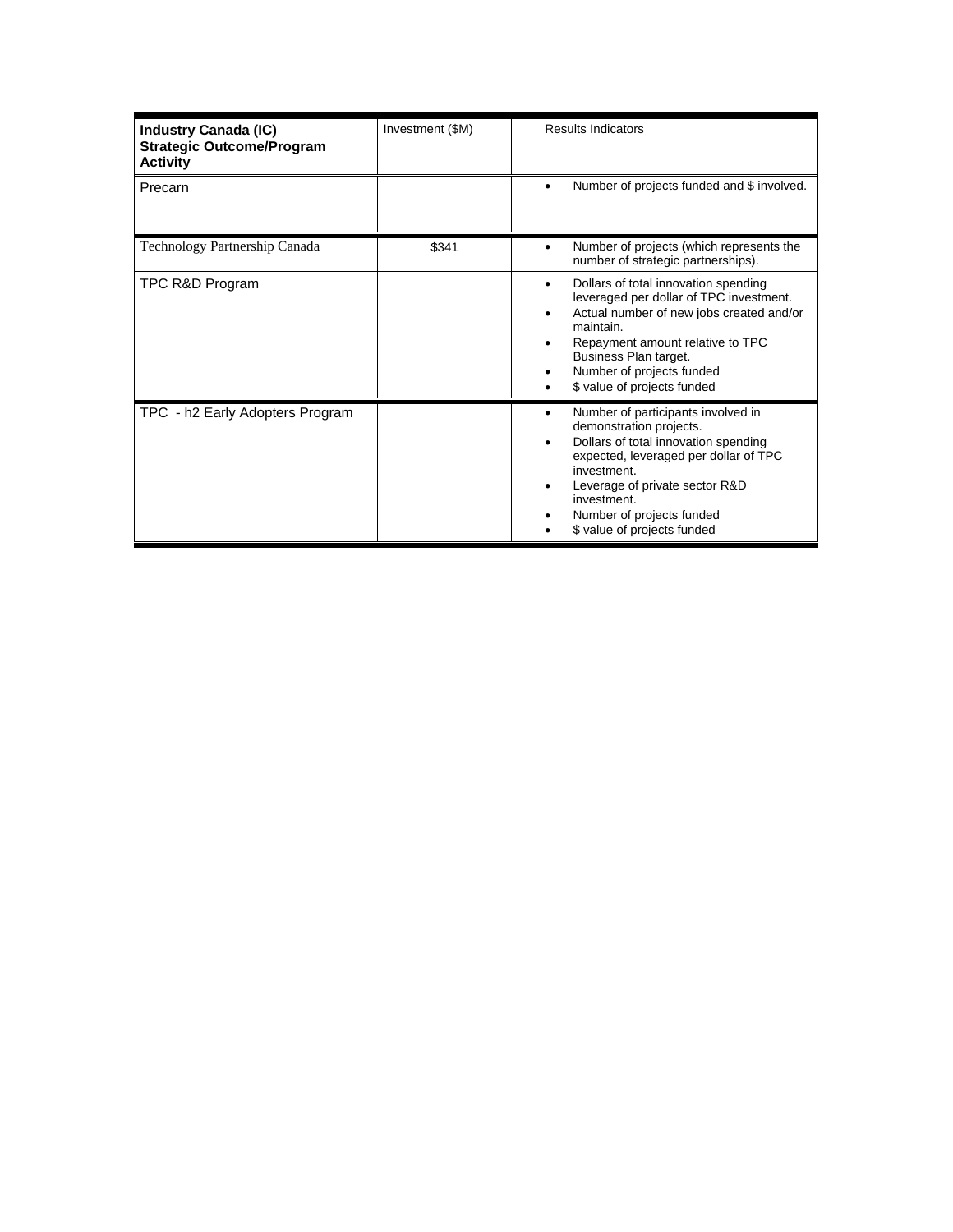| Industry Canada (IC) Strategic Outcome/Program Activity | Investment ($M) | Results Indicators |
|---|---|---|
| Precarn | | • Number of projects funded and $ involved. |
| Technology Partnership Canada | $341 | • Number of projects (which represents the number of strategic partnerships). |
| TPC R&D Program | | • Dollars of total innovation spending leveraged per dollar of TPC investment.<br>• Actual number of new jobs created and/or maintain.<br>• Repayment amount relative to TPC Business Plan target.<br>• Number of projects funded<br>• $ value of projects funded |
| TPC - h2 Early Adopters Program | | • Number of participants involved in demonstration projects.<br>• Dollars of total innovation spending expected, leveraged per dollar of TPC investment.<br>• Leverage of private sector R&D investment.<br>• Number of projects funded<br>• $ value of projects funded |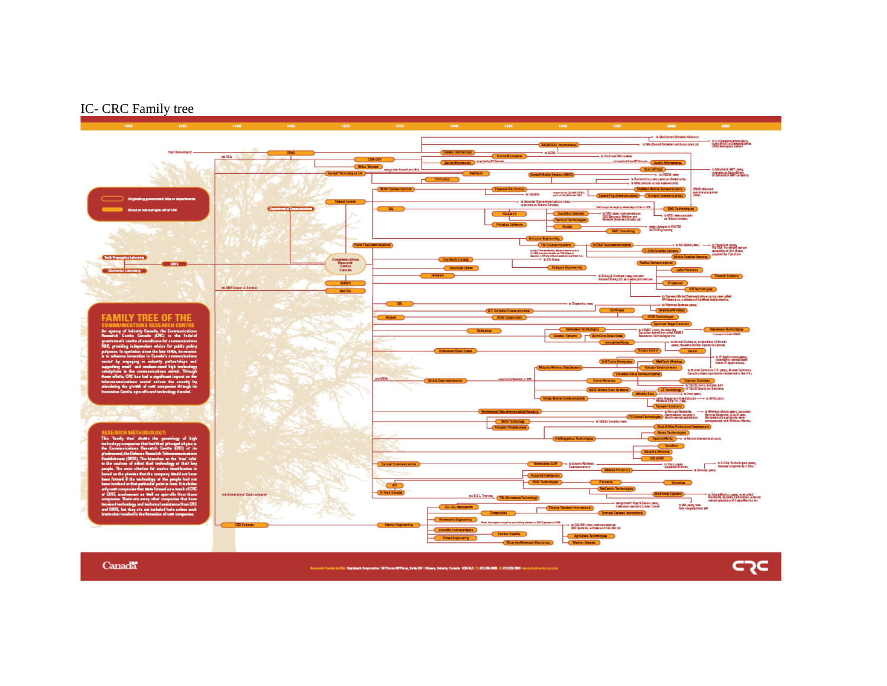IC- CRC Family tree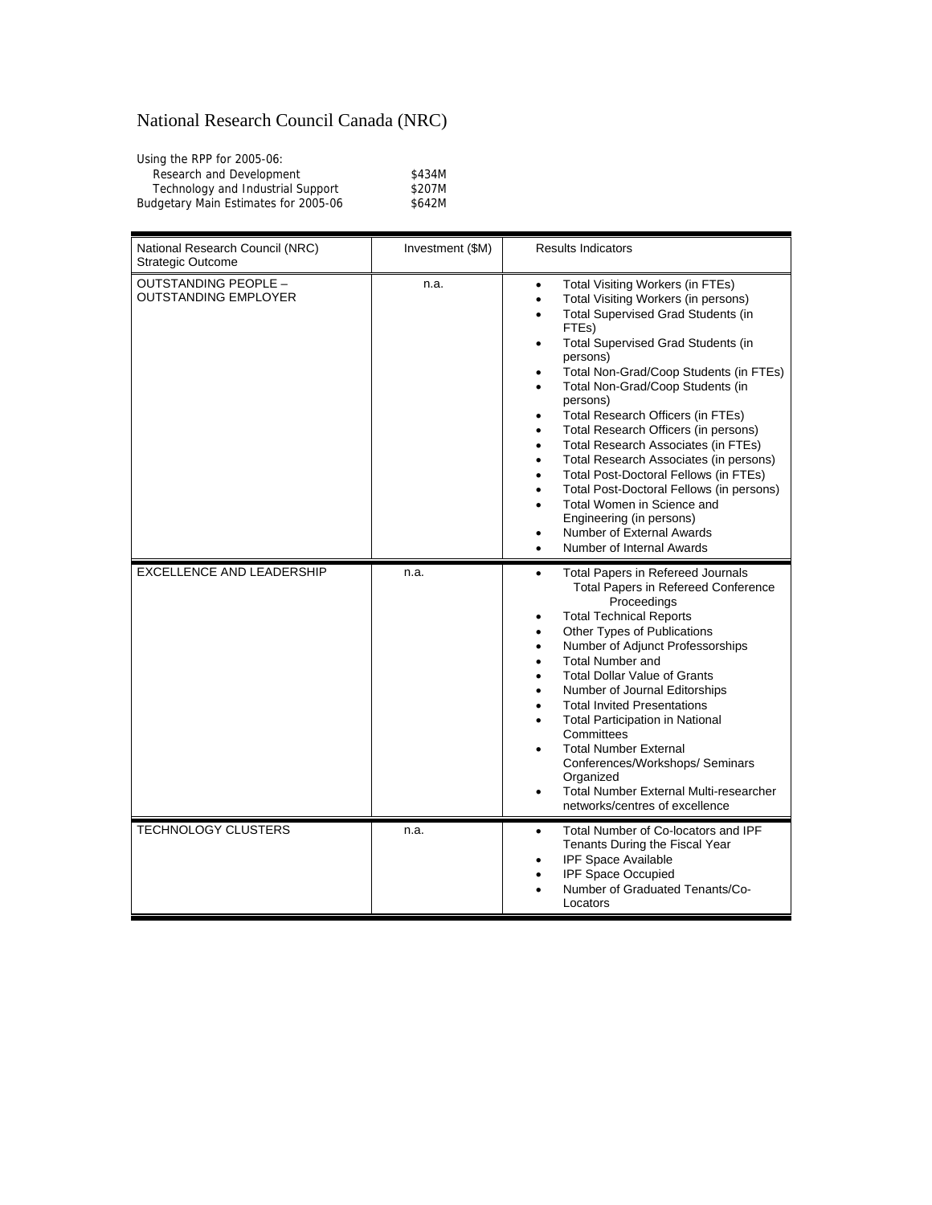# National Research Council Canada (NRC)

Using the RPP for 2005-06:

| | |
|---|---|
| Research and Development | \$434M |
| Technology and Industrial Support | \$207M |
| Budgetary Main Estimates for 2005-06 | \$642M |

| National Research Council (NRC) Strategic Outcome | Investment (\$M) | Results Indicators |
|---|---|---|
| OUTSTANDING PEOPLE – OUTSTANDING EMPLOYER | n.a. | • Total Visiting Workers (in FTEs)<br>• Total Visiting Workers (in persons)<br>• Total Supervised Grad Students (in FTEs)<br>• Total Supervised Grad Students (in persons)<br>• Total Non-Grad/Coop Students (in FTEs)<br>• Total Non-Grad/Coop Students (in persons)<br>• Total Research Officers (in FTEs)<br>• Total Research Officers (in persons)<br>• Total Research Associates (in FTEs)<br>• Total Research Associates (in persons)<br>• Total Post-Doctoral Fellows (in FTEs)<br>• Total Post-Doctoral Fellows (in persons)<br>• Total Women in Science and Engineering (in persons)<br>• Number of External Awards<br>• Number of Internal Awards |
| EXCELLENCE AND LEADERSHIP | n.a. | • Total Papers in Refereed Journals Total Papers in Refereed Conference Proceedings<br>• Total Technical Reports<br>• Other Types of Publications<br>• Number of Adjunct Professorships<br>• Total Number and<br>• Total Dollar Value of Grants<br>• Number of Journal Editorships<br>• Total Invited Presentations<br>• Total Participation in National Committees<br>• Total Number External Conferences/Workshops/ Seminars Organized<br>• Total Number External Multi-researcher networks/centres of excellence |
| TECHNOLOGY CLUSTERS | n.a. | • Total Number of Co-locators and IPF Tenants During the Fiscal Year<br>• IPF Space Available<br>• IPF Space Occupied<br>• Number of Graduated Tenants/Co-Locators |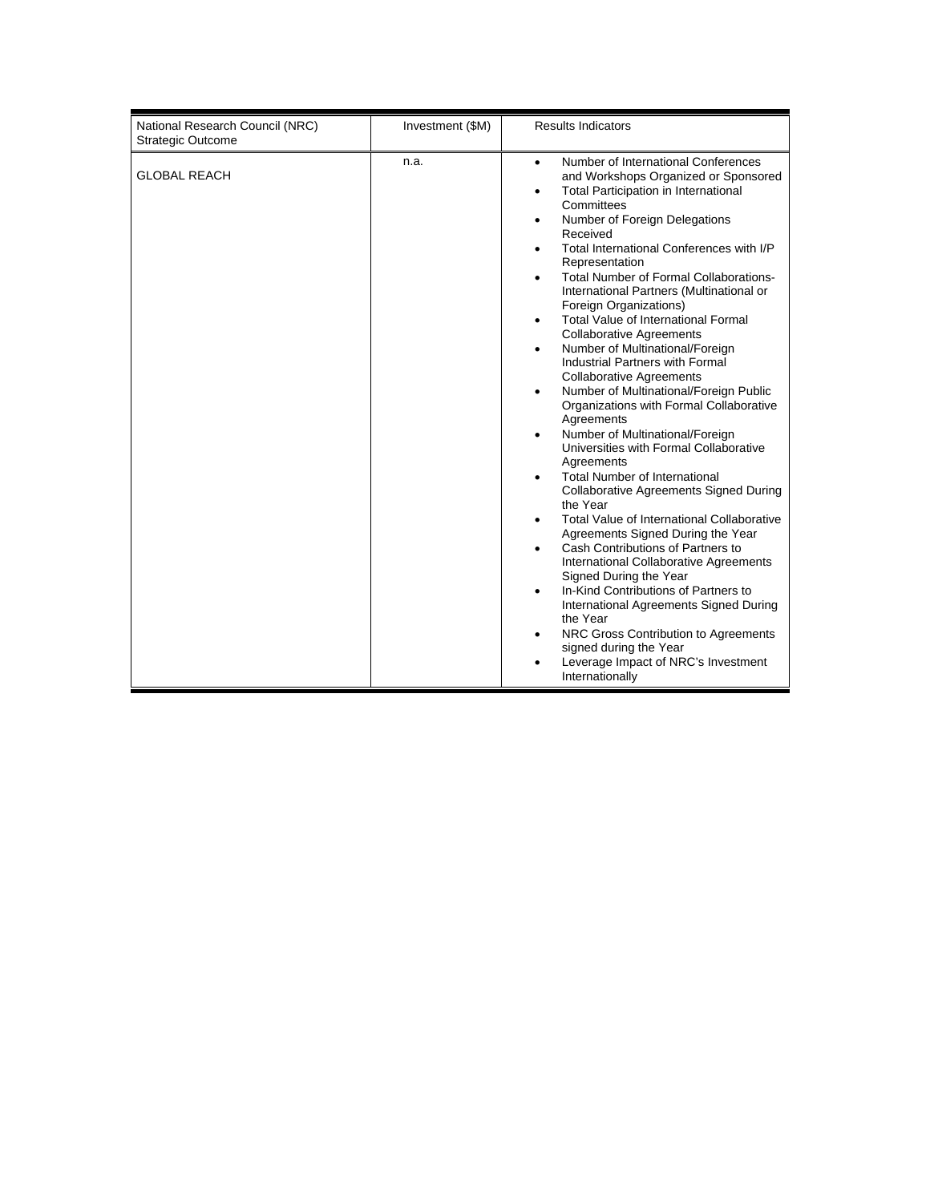| National Research Council (NRC) Strategic Outcome | Investment ($M) | Results Indicators |
|---|---|---|
| GLOBAL REACH | n.a. | • Number of International Conferences and Workshops Organized or Sponsored<br>• Total Participation in International Committees<br>• Number of Foreign Delegations Received<br>• Total International Conferences with I/P Representation<br>• Total Number of Formal Collaborations- International Partners (Multinational or Foreign Organizations)<br>• Total Value of International Formal Collaborative Agreements<br>• Number of Multinational/Foreign Industrial Partners with Formal Collaborative Agreements<br>• Number of Multinational/Foreign Public Organizations with Formal Collaborative Agreements<br>• Number of Multinational/Foreign Universities with Formal Collaborative Agreements<br>• Total Number of International Collaborative Agreements Signed During the Year<br>• Total Value of International Collaborative Agreements Signed During the Year<br>• Cash Contributions of Partners to International Collaborative Agreements Signed During the Year<br>• In-Kind Contributions of Partners to International Agreements Signed During the Year<br>• NRC Gross Contribution to Agreements signed during the Year<br>• Leverage Impact of NRC's Investment Internationally |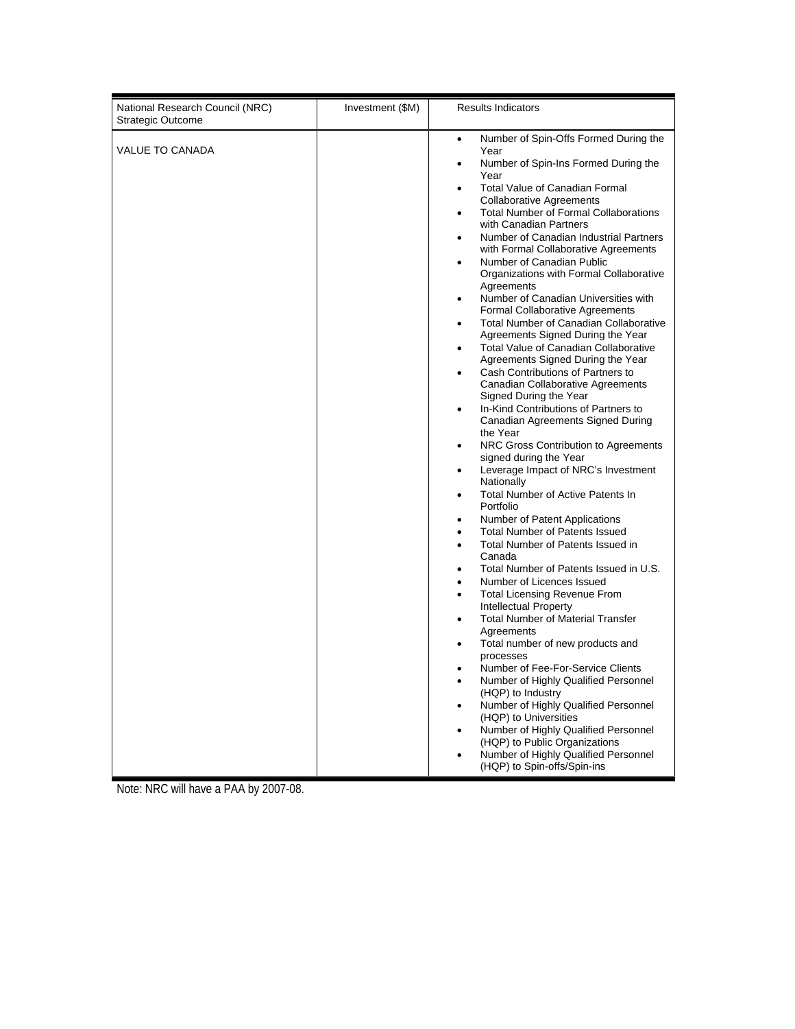| National Research Council (NRC) Strategic Outcome | Investment ($M) | Results Indicators |
|---|---|---|
| VALUE TO CANADA | | • Number of Spin-Offs Formed During the Year<br>• Number of Spin-Ins Formed During the Year<br>• Total Value of Canadian Formal Collaborative Agreements<br>• Total Number of Formal Collaborations with Canadian Partners<br>• Number of Canadian Industrial Partners with Formal Collaborative Agreements<br>• Number of Canadian Public Organizations with Formal Collaborative Agreements<br>• Number of Canadian Universities with Formal Collaborative Agreements<br>• Total Number of Canadian Collaborative Agreements Signed During the Year<br>• Total Value of Canadian Collaborative Agreements Signed During the Year<br>• Cash Contributions of Partners to Canadian Collaborative Agreements Signed During the Year<br>• In-Kind Contributions of Partners to Canadian Agreements Signed During the Year<br>• NRC Gross Contribution to Agreements signed during the Year<br>• Leverage Impact of NRC's Investment Nationally<br>• Total Number of Active Patents In Portfolio<br>• Number of Patent Applications<br>• Total Number of Patents Issued<br>• Total Number of Patents Issued in Canada<br>• Total Number of Patents Issued in U.S.<br>• Number of Licences Issued<br>• Total Licensing Revenue From Intellectual Property<br>• Total Number of Material Transfer Agreements<br>• Total number of new products and processes<br>• Number of Fee-For-Service Clients<br>• Number of Highly Qualified Personnel (HQP) to Industry<br>• Number of Highly Qualified Personnel (HQP) to Universities<br>• Number of Highly Qualified Personnel (HQP) to Public Organizations<br>• Number of Highly Qualified Personnel (HQP) to Spin-offs/Spin-ins |

Note: NRC will have a PAA by 2007-08.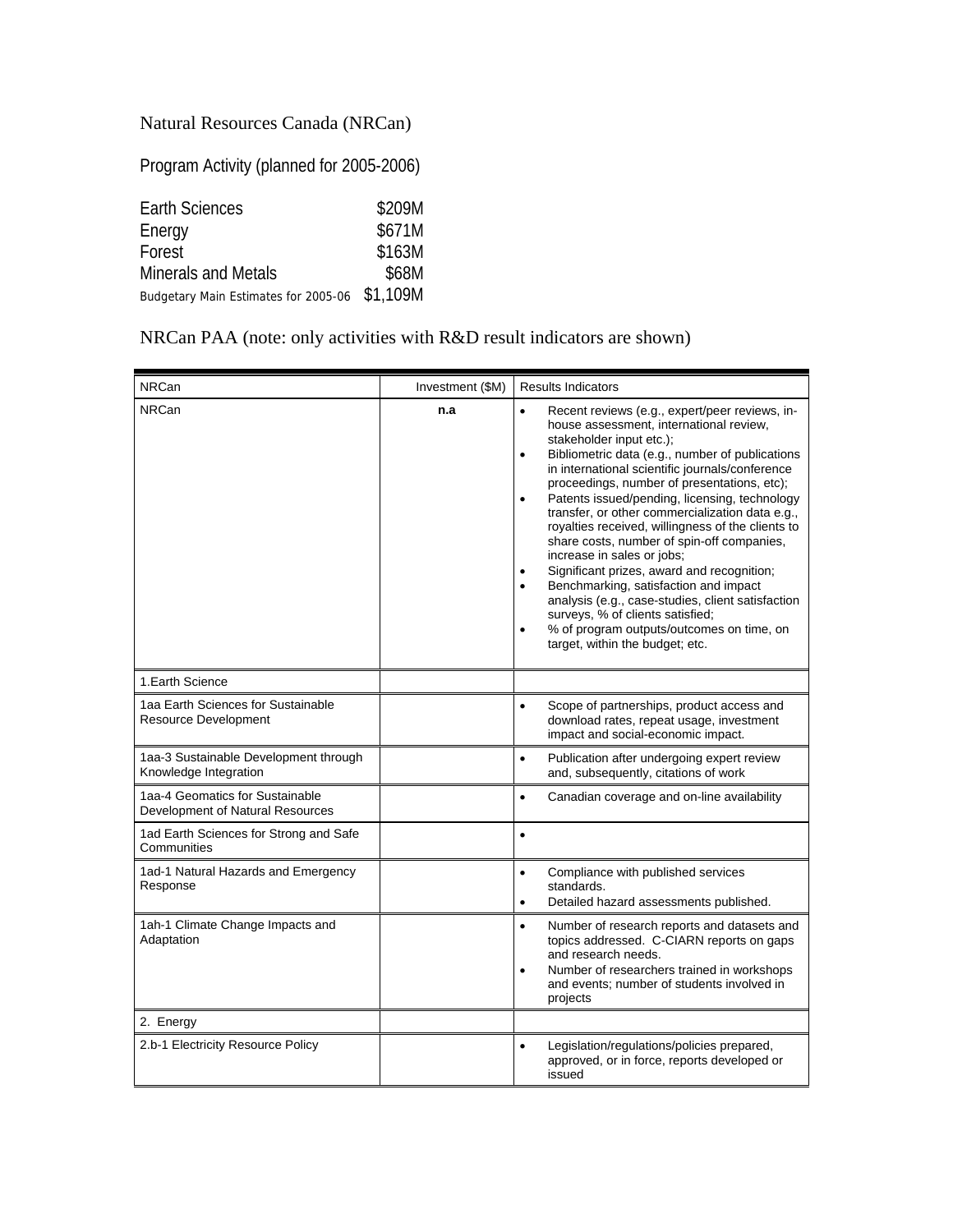Natural Resources Canada (NRCan)

Program Activity (planned for 2005-2006)

| | |
|---|---|
| Earth Sciences | $209M |
| Energy | $671M |
| Forest | $163M |
| Minerals and Metals | $68M |
| Budgetary Main Estimates for 2005-06 | $1,109M |

NRCan PAA (note: only activities with R&D result indicators are shown)

| NRCan | Investment ($M) | Results Indicators |
|---|---|---|
| NRCan | **n.a** | • Recent reviews (e.g., expert/peer reviews, in-house assessment, international review, stakeholder input etc.);<br>• Bibliometric data (e.g., number of publications in international scientific journals/conference proceedings, number of presentations, etc);<br>• Patents issued/pending, licensing, technology transfer, or other commercialization data e.g., royalties received, willingness of the clients to share costs, number of spin-off companies, increase in sales or jobs;<br>• Significant prizes, award and recognition;<br>• Benchmarking, satisfaction and impact analysis (e.g., case-studies, client satisfaction surveys, % of clients satisfied;<br>• % of program outputs/outcomes on time, on target, within the budget; etc. |
| 1.Earth Science | | |
| 1aa Earth Sciences for Sustainable Resource Development | | • Scope of partnerships, product access and download rates, repeat usage, investment impact and social-economic impact. |
| 1aa-3 Sustainable Development through Knowledge Integration | | • Publication after undergoing expert review and, subsequently, citations of work |
| 1aa-4 Geomatics for Sustainable Development of Natural Resources | | • Canadian coverage and on-line availability |
| 1ad Earth Sciences for Strong and Safe Communities | | • |
| 1ad-1 Natural Hazards and Emergency Response | | • Compliance with published services standards.<br>• Detailed hazard assessments published. |
| 1ah-1 Climate Change Impacts and Adaptation | | • Number of research reports and datasets and topics addressed. C-CIARN reports on gaps and research needs.<br>• Number of researchers trained in workshops and events; number of students involved in projects |
| 2. Energy | | |
| 2.b-1 Electricity Resource Policy | | • Legislation/regulations/policies prepared, approved, or in force, reports developed or issued |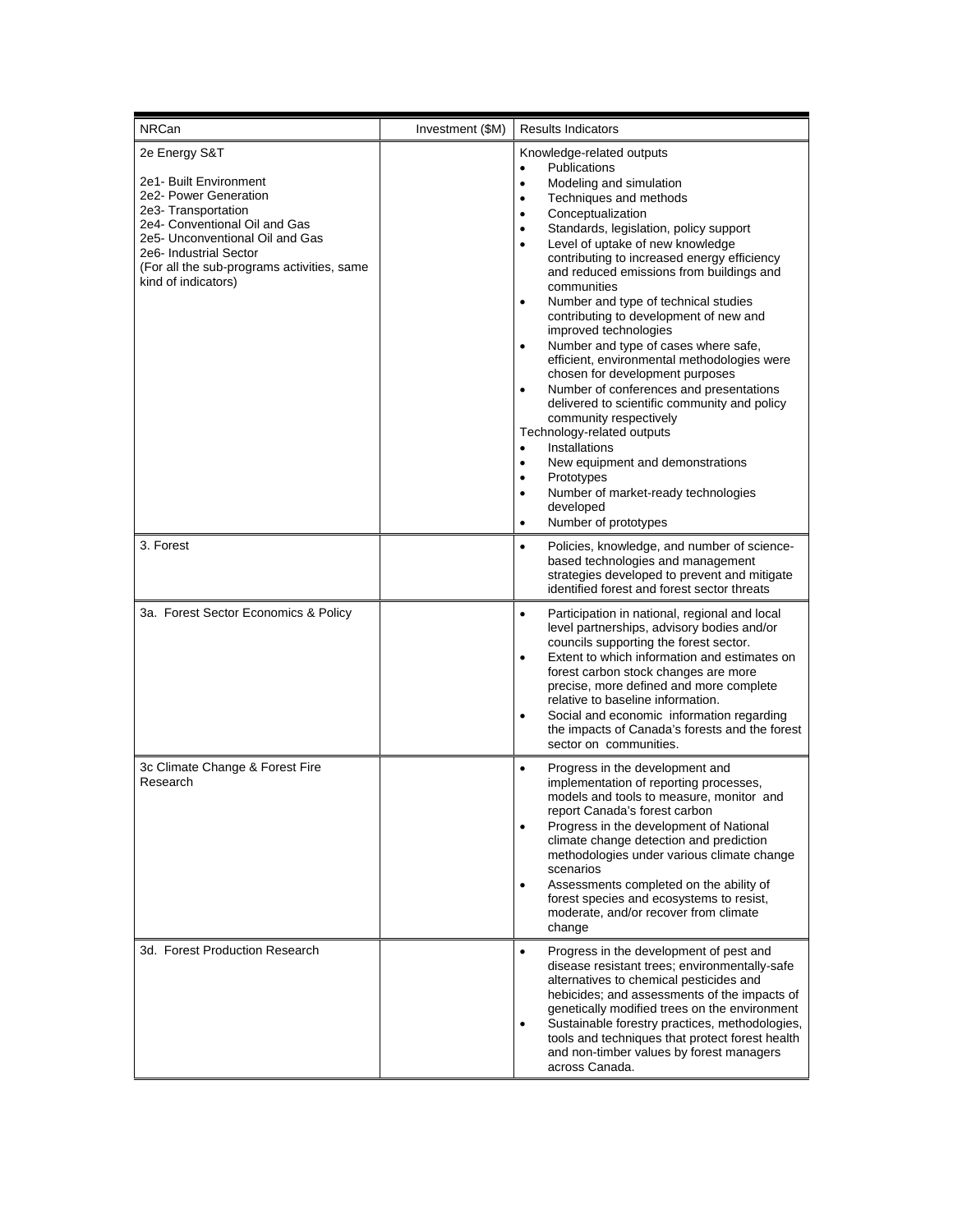| NRCan | Investment ($M) | Results Indicators |
|---|---|---|
| 2e Energy S&T<br><br>2e1- Built Environment<br>2e2- Power Generation<br>2e3- Transportation<br>2e4- Conventional Oil and Gas<br>2e5- Unconventional Oil and Gas<br>2e6- Industrial Sector<br>(For all the sub-programs activities, same kind of indicators) | | Knowledge-related outputs<br>• Publications<br>• Modeling and simulation<br>• Techniques and methods<br>• Conceptualization<br>• Standards, legislation, policy support<br>• Level of uptake of new knowledge contributing to increased energy efficiency and reduced emissions from buildings and communities<br>• Number and type of technical studies contributing to development of new and improved technologies<br>• Number and type of cases where safe, efficient, environmental methodologies were chosen for development purposes<br>• Number of conferences and presentations delivered to scientific community and policy community respectively<br>Technology-related outputs<br>• Installations<br>• New equipment and demonstrations<br>• Prototypes<br>• Number of market-ready technologies developed<br>• Number of prototypes |
| 3. Forest | | • Policies, knowledge, and number of science-based technologies and management strategies developed to prevent and mitigate identified forest and forest sector threats |
| 3a. Forest Sector Economics & Policy | | • Participation in national, regional and local level partnerships, advisory bodies and/or councils supporting the forest sector.<br>• Extent to which information and estimates on forest carbon stock changes are more precise, more defined and more complete relative to baseline information.<br>• Social and economic information regarding the impacts of Canada's forests and the forest sector on communities. |
| 3c Climate Change & Forest Fire Research | | • Progress in the development and implementation of reporting processes, models and tools to measure, monitor and report Canada's forest carbon<br>• Progress in the development of National climate change detection and prediction methodologies under various climate change scenarios<br>• Assessments completed on the ability of forest species and ecosystems to resist, moderate, and/or recover from climate change |
| 3d. Forest Production Research | | • Progress in the development of pest and disease resistant trees; environmentally-safe alternatives to chemical pesticides and hebicides; and assessments of the impacts of genetically modified trees on the environment<br>• Sustainable forestry practices, methodologies, tools and techniques that protect forest health and non-timber values by forest managers across Canada. |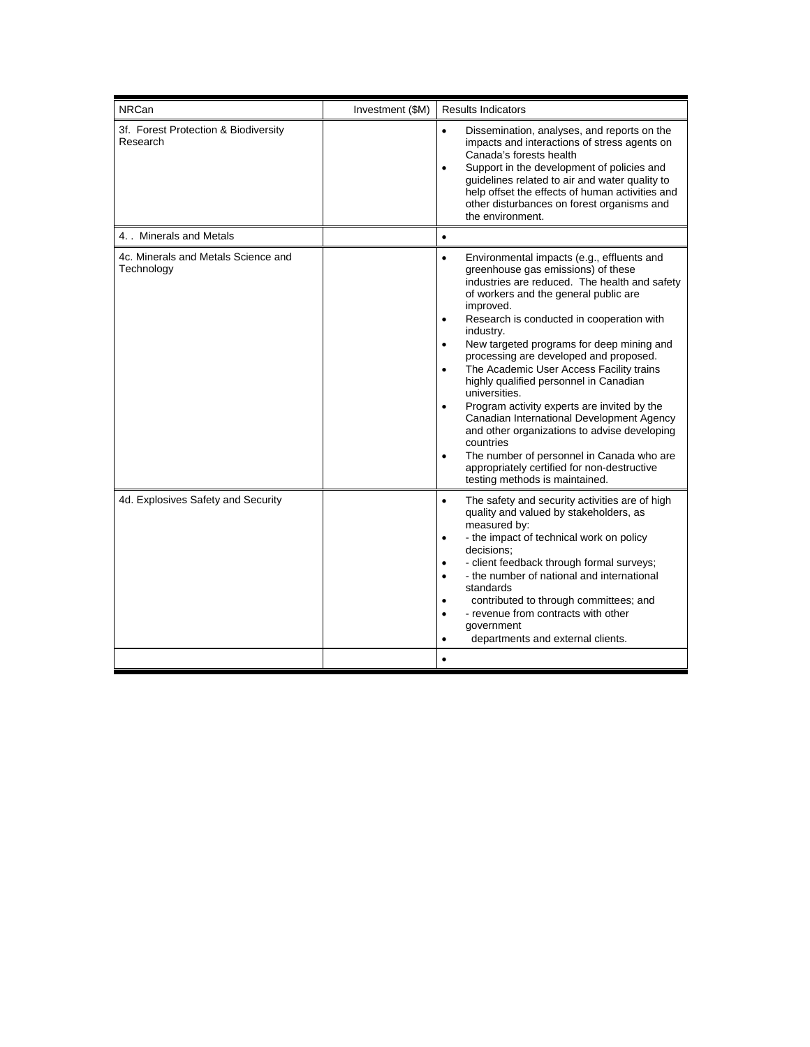| NRCan | Investment ($M) | Results Indicators |
|---|---|---|
| 3f. Forest Protection & Biodiversity Research | | • Dissemination, analyses, and reports on the impacts and interactions of stress agents on Canada's forests health<br>• Support in the development of policies and guidelines related to air and water quality to help offset the effects of human activities and other disturbances on forest organisms and the environment. |
| 4. . Minerals and Metals | | • |
| 4c. Minerals and Metals Science and Technology | | • Environmental impacts (e.g., effluents and greenhouse gas emissions) of these industries are reduced. The health and safety of workers and the general public are improved.<br>• Research is conducted in cooperation with industry.<br>• New targeted programs for deep mining and processing are developed and proposed.<br>• The Academic User Access Facility trains highly qualified personnel in Canadian universities.<br>• Program activity experts are invited by the Canadian International Development Agency and other organizations to advise developing countries<br>• The number of personnel in Canada who are appropriately certified for non-destructive testing methods is maintained. |
| 4d. Explosives Safety and Security | | • The safety and security activities are of high quality and valued by stakeholders, as measured by:<br>• - the impact of technical work on policy decisions;<br>• - client feedback through formal surveys;<br>• - the number of national and international standards<br>• contributed to through committees; and<br>• - revenue from contracts with other government<br>• departments and external clients. |
| | | • |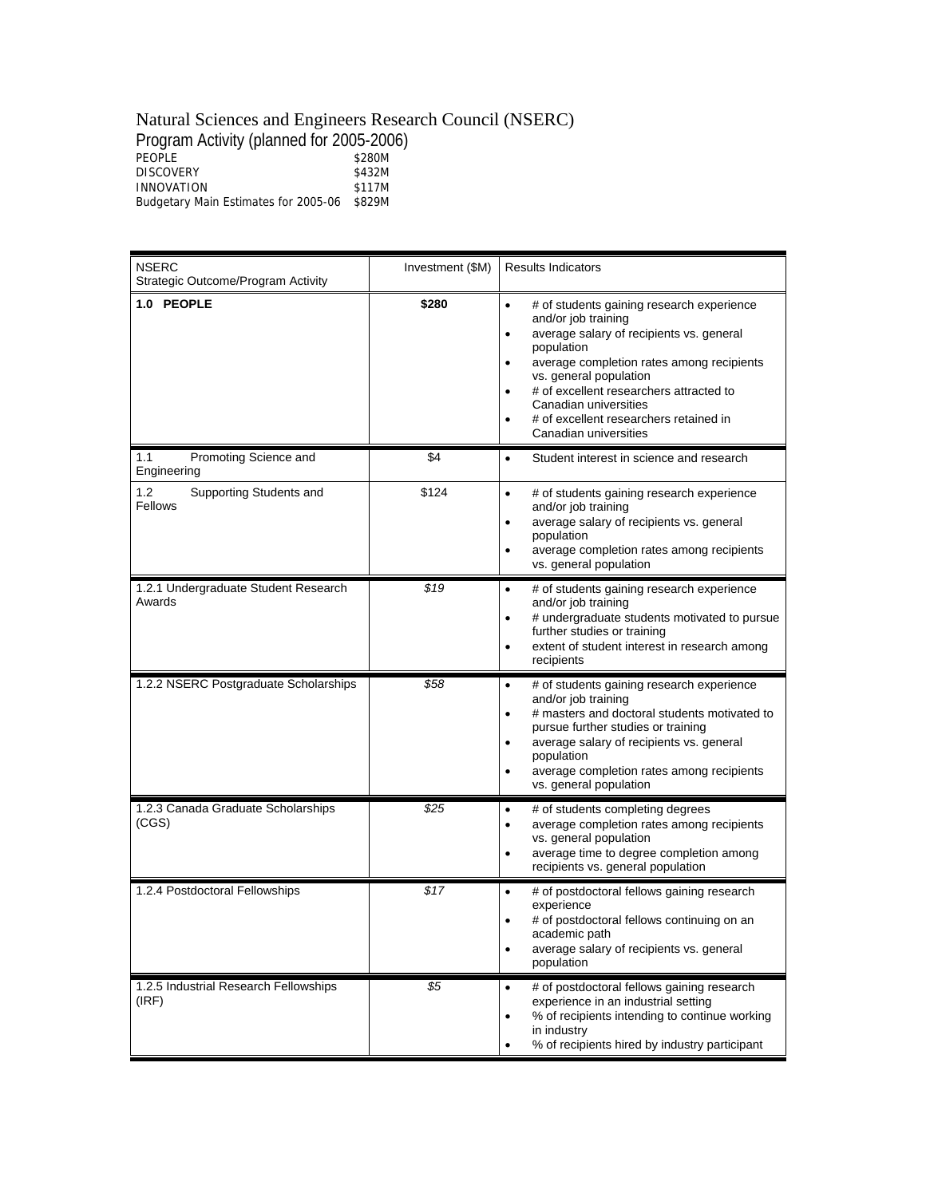Natural Sciences and Engineers Research Council (NSERC)

Program Activity (planned for 2005-2006)

| | |
|---|---|
| PEOPLE | \$280M |
| DISCOVERY | \$432M |
| INNOVATION | \$117M |
| Budgetary Main Estimates for 2005-06 | \$829M |

| NSERC Strategic Outcome/Program Activity | Investment (\$M) | Results Indicators |
|---|---|---|
| **1.0 PEOPLE** | **\$280** | • # of students gaining research experience and/or job training<br>• average salary of recipients vs. general population<br>• average completion rates among recipients vs. general population<br>• # of excellent researchers attracted to Canadian universities<br>• # of excellent researchers retained in Canadian universities |
| 1.1 Promoting Science and Engineering | \$4 | • Student interest in science and research |
| 1.2 Supporting Students and Fellows | \$124 | • # of students gaining research experience and/or job training<br>• average salary of recipients vs. general population<br>• average completion rates among recipients vs. general population |
| 1.2.1 Undergraduate Student Research Awards | *\$19* | • # of students gaining research experience and/or job training<br>• # undergraduate students motivated to pursue further studies or training<br>• extent of student interest in research among recipients |
| 1.2.2 NSERC Postgraduate Scholarships | *\$58* | • # of students gaining research experience and/or job training<br>• # masters and doctoral students motivated to pursue further studies or training<br>• average salary of recipients vs. general population<br>• average completion rates among recipients vs. general population |
| 1.2.3 Canada Graduate Scholarships (CGS) | *\$25* | • # of students completing degrees<br>• average completion rates among recipients vs. general population<br>• average time to degree completion among recipients vs. general population |
| 1.2.4 Postdoctoral Fellowships | *\$17* | • # of postdoctoral fellows gaining research experience<br>• # of postdoctoral fellows continuing on an academic path<br>• average salary of recipients vs. general population |
| 1.2.5 Industrial Research Fellowships (IRF) | *\$5* | • # of postdoctoral fellows gaining research experience in an industrial setting<br>• % of recipients intending to continue working in industry<br>• % of recipients hired by industry participant |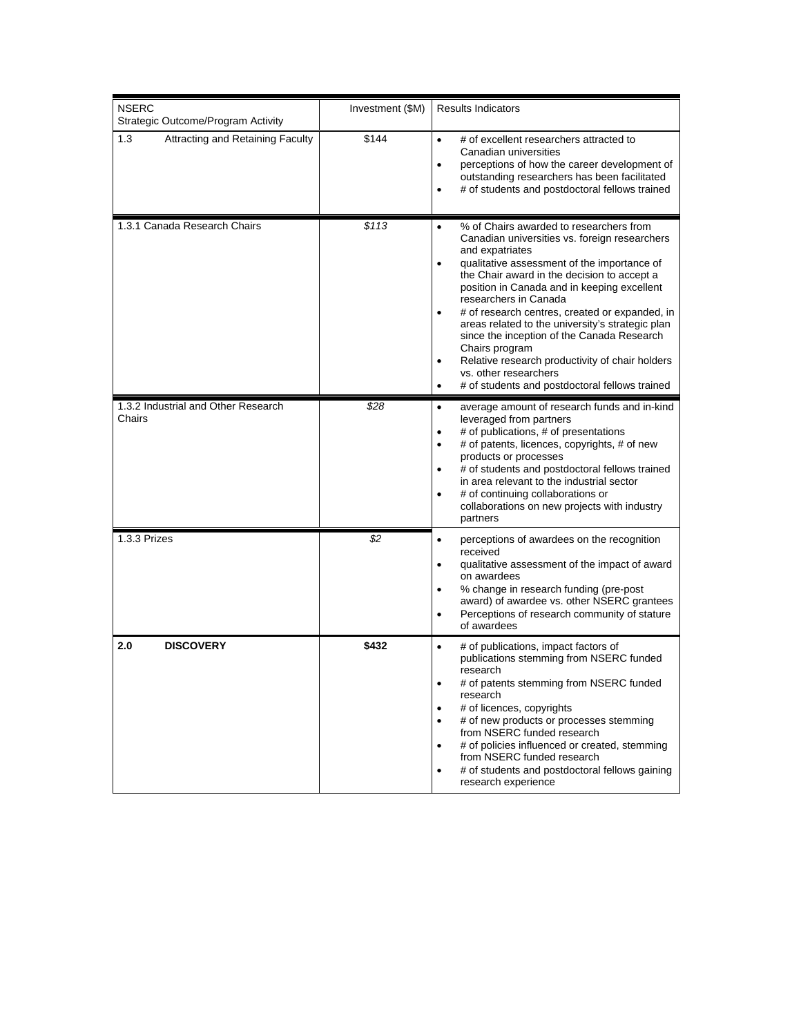| NSERC<br>Strategic Outcome/Program Activity | Investment ($M) | Results Indicators |
|---|---|---|
| 1.3 Attracting and Retaining Faculty | $144 | • # of excellent researchers attracted to Canadian universities<br>• perceptions of how the career development of outstanding researchers has been facilitated<br>• # of students and postdoctoral fellows trained |
| 1.3.1 Canada Research Chairs | *$113* | • % of Chairs awarded to researchers from Canadian universities vs. foreign researchers and expatriates<br>• qualitative assessment of the importance of the Chair award in the decision to accept a position in Canada and in keeping excellent researchers in Canada<br>• # of research centres, created or expanded, in areas related to the university's strategic plan since the inception of the Canada Research Chairs program<br>• Relative research productivity of chair holders vs. other researchers<br>• # of students and postdoctoral fellows trained |
| 1.3.2 Industrial and Other Research Chairs | *$28* | • average amount of research funds and in-kind leveraged from partners<br>• # of publications, # of presentations<br>• # of patents, licences, copyrights, # of new products or processes<br>• # of students and postdoctoral fellows trained in area relevant to the industrial sector<br>• # of continuing collaborations or collaborations on new projects with industry partners |
| 1.3.3 Prizes | *$2* | • perceptions of awardees on the recognition received<br>• qualitative assessment of the impact of award on awardees<br>• % change in research funding (pre-post award) of awardee vs. other NSERC grantees<br>• Perceptions of research community of stature of awardees |
| **2.0 DISCOVERY** | **$432** | • # of publications, impact factors of publications stemming from NSERC funded research<br>• # of patents stemming from NSERC funded research<br>• # of licences, copyrights<br>• # of new products or processes stemming from NSERC funded research<br>• # of policies influenced or created, stemming from NSERC funded research<br>• # of students and postdoctoral fellows gaining research experience |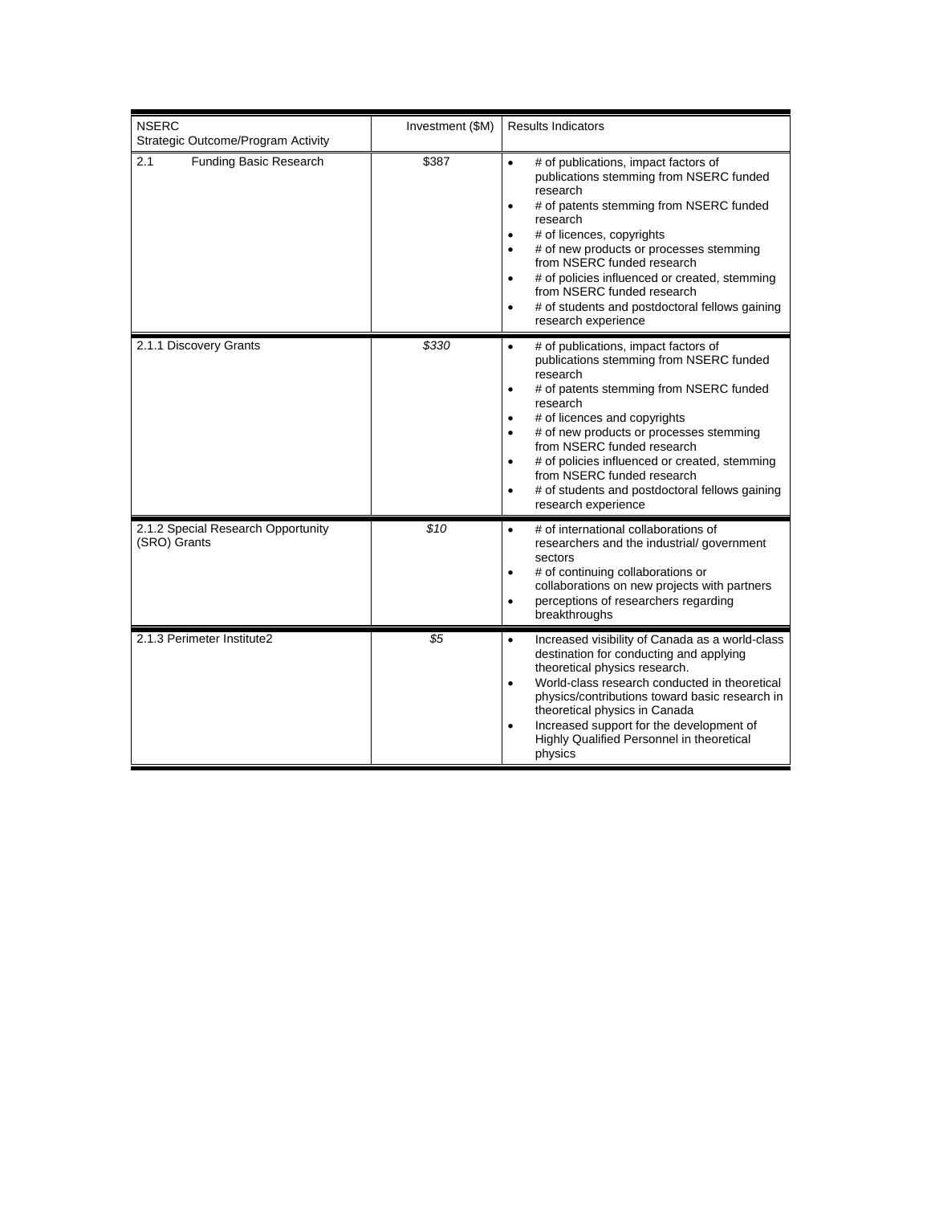| NSERC Strategic Outcome/Program Activity | Investment ($M) | Results Indicators |
|---|---|---|
| 2.1 Funding Basic Research | $387 | • # of publications, impact factors of publications stemming from NSERC funded research<br>• # of patents stemming from NSERC funded research<br>• # of licences, copyrights<br>• # of new products or processes stemming from NSERC funded research<br>• # of policies influenced or created, stemming from NSERC funded research<br>• # of students and postdoctoral fellows gaining research experience |
| 2.1.1 Discovery Grants | *$330* | • # of publications, impact factors of publications stemming from NSERC funded research<br>• # of patents stemming from NSERC funded research<br>• # of licences and copyrights<br>• # of new products or processes stemming from NSERC funded research<br>• # of policies influenced or created, stemming from NSERC funded research<br>• # of students and postdoctoral fellows gaining research experience |
| 2.1.2 Special Research Opportunity (SRO) Grants | *$10* | • # of international collaborations of researchers and the industrial/ government sectors<br>• # of continuing collaborations or collaborations on new projects with partners<br>• perceptions of researchers regarding breakthroughs |
| 2.1.3 Perimeter Institute2 | *$5* | • Increased visibility of Canada as a world-class destination for conducting and applying theoretical physics research.<br>• World-class research conducted in theoretical physics/contributions toward basic research in theoretical physics in Canada<br>• Increased support for the development of Highly Qualified Personnel in theoretical physics |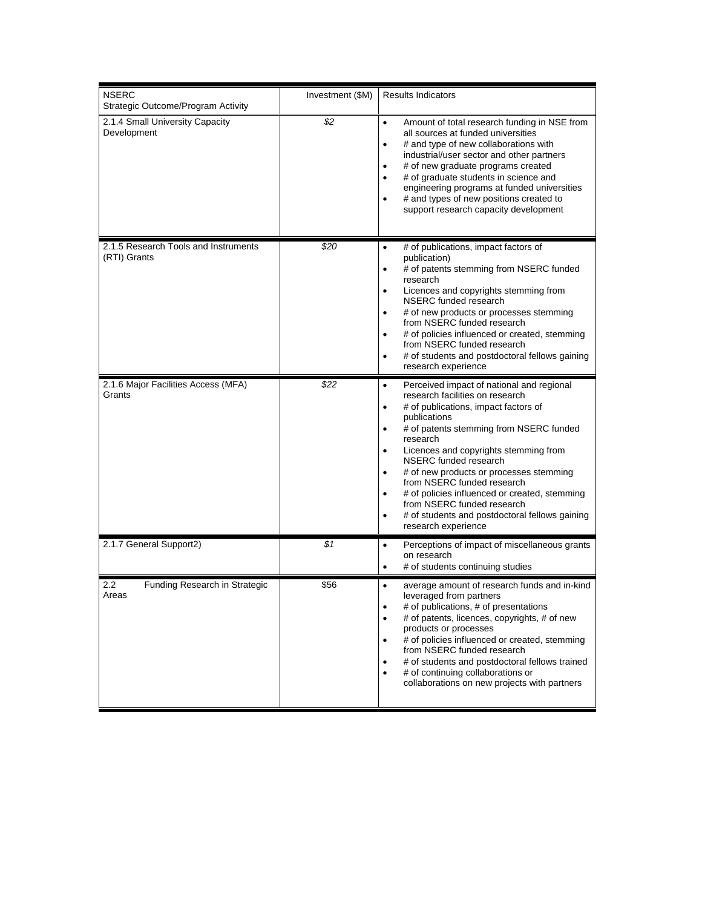| NSERC Strategic Outcome/Program Activity | Investment ($M) | Results Indicators |
|---|---|---|
| 2.1.4 Small University Capacity Development | *$2* | • Amount of total research funding in NSE from all sources at funded universities<br>• # and type of new collaborations with industrial/user sector and other partners<br>• # of new graduate programs created<br>• # of graduate students in science and engineering programs at funded universities<br>• # and types of new positions created to support research capacity development |
| 2.1.5 Research Tools and Instruments (RTI) Grants | *$20* | • # of publications, impact factors of publication)<br>• # of patents stemming from NSERC funded research<br>• Licences and copyrights stemming from NSERC funded research<br>• # of new products or processes stemming from NSERC funded research<br>• # of policies influenced or created, stemming from NSERC funded research<br>• # of students and postdoctoral fellows gaining research experience |
| 2.1.6 Major Facilities Access (MFA) Grants | *$22* | • Perceived impact of national and regional research facilities on research<br>• # of publications, impact factors of publications<br>• # of patents stemming from NSERC funded research<br>• Licences and copyrights stemming from NSERC funded research<br>• # of new products or processes stemming from NSERC funded research<br>• # of policies influenced or created, stemming from NSERC funded research<br>• # of students and postdoctoral fellows gaining research experience |
| 2.1.7 General Support2) | *$1* | • Perceptions of impact of miscellaneous grants on research<br>• # of students continuing studies |
| 2.2 Funding Research in Strategic Areas | $56 | • average amount of research funds and in-kind leveraged from partners<br>• # of publications, # of presentations<br>• # of patents, licences, copyrights, # of new products or processes<br>• # of policies influenced or created, stemming from NSERC funded research<br>• # of students and postdoctoral fellows trained<br>• # of continuing collaborations or collaborations on new projects with partners |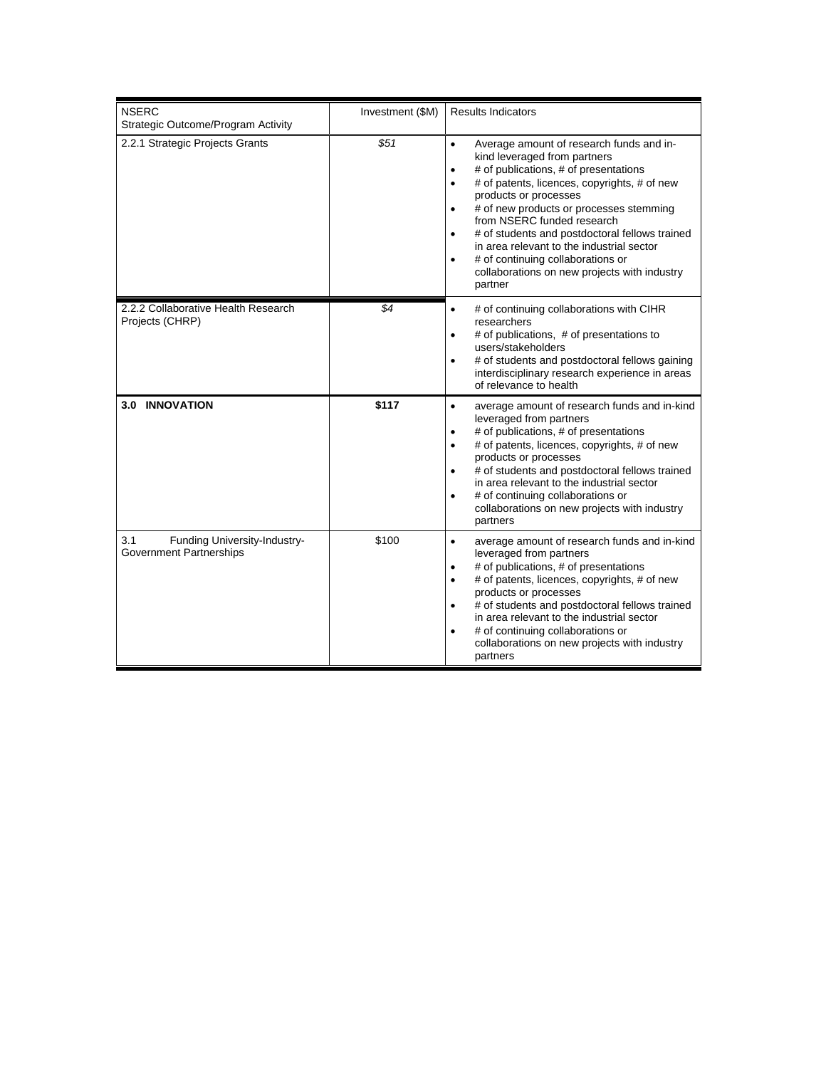| NSERC<br>Strategic Outcome/Program Activity | Investment ($M) | Results Indicators |
|---|---|---|
| 2.2.1 Strategic Projects Grants | *$51* | • Average amount of research funds and in-kind leveraged from partners<br>• # of publications, # of presentations<br>• # of patents, licences, copyrights, # of new products or processes<br>• # of new products or processes stemming from NSERC funded research<br>• # of students and postdoctoral fellows trained in area relevant to the industrial sector<br>• # of continuing collaborations or collaborations on new projects with industry partner |
| 2.2.2 Collaborative Health Research Projects (CHRP) | *$4* | • # of continuing collaborations with CIHR researchers<br>• # of publications, # of presentations to users/stakeholders<br>• # of students and postdoctoral fellows gaining interdisciplinary research experience in areas of relevance to health |
| **3.0 INNOVATION** | **$117** | • average amount of research funds and in-kind leveraged from partners<br>• # of publications, # of presentations<br>• # of patents, licences, copyrights, # of new products or processes<br>• # of students and postdoctoral fellows trained in area relevant to the industrial sector<br>• # of continuing collaborations or collaborations on new projects with industry partners |
| 3.1 Funding University-Industry-Government Partnerships | $100 | • average amount of research funds and in-kind leveraged from partners<br>• # of publications, # of presentations<br>• # of patents, licences, copyrights, # of new products or processes<br>• # of students and postdoctoral fellows trained in area relevant to the industrial sector<br>• # of continuing collaborations or collaborations on new projects with industry partners |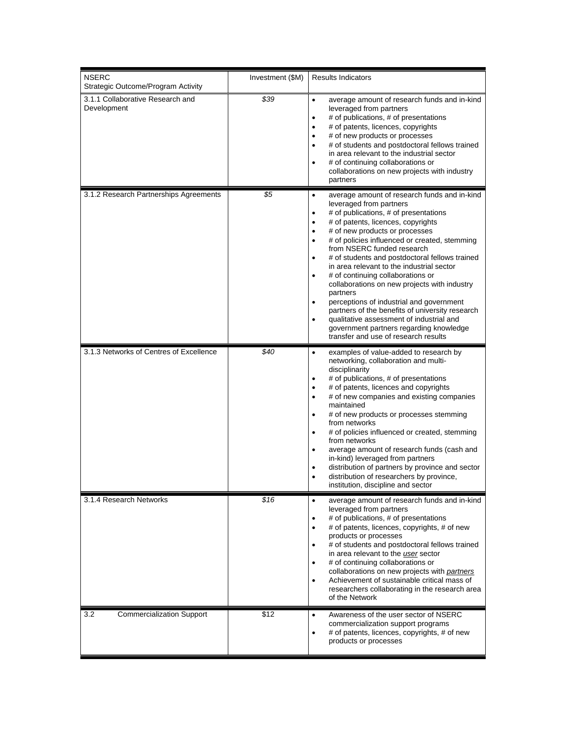| NSERC Strategic Outcome/Program Activity | Investment ($M) | Results Indicators |
|---|---|---|
| 3.1.1 Collaborative Research and Development | *$39* | • average amount of research funds and in-kind leveraged from partners<br>• # of publications, # of presentations<br>• # of patents, licences, copyrights<br>• # of new products or processes<br>• # of students and postdoctoral fellows trained in area relevant to the industrial sector<br>• # of continuing collaborations or collaborations on new projects with industry partners |
| 3.1.2 Research Partnerships Agreements | *$5* | • average amount of research funds and in-kind leveraged from partners<br>• # of publications, # of presentations<br>• # of patents, licences, copyrights<br>• # of new products or processes<br>• # of policies influenced or created, stemming from NSERC funded research<br>• # of students and postdoctoral fellows trained in area relevant to the industrial sector<br>• # of continuing collaborations or collaborations on new projects with industry partners<br>• perceptions of industrial and government partners of the benefits of university research<br>• qualitative assessment of industrial and government partners regarding knowledge transfer and use of research results |
| 3.1.3 Networks of Centres of Excellence | *$40* | • examples of value-added to research by networking, collaboration and multi-disciplinarity<br>• # of publications, # of presentations<br>• # of patents, licences and copyrights<br>• # of new companies and existing companies maintained<br>• # of new products or processes stemming from networks<br>• # of policies influenced or created, stemming from networks<br>• average amount of research funds (cash and in-kind) leveraged from partners<br>• distribution of partners by province and sector<br>• distribution of researchers by province, institution, discipline and sector |
| 3.1.4 Research Networks | *$16* | • average amount of research funds and in-kind leveraged from partners<br>• # of publications, # of presentations<br>• # of patents, licences, copyrights, # of new products or processes<br>• # of students and postdoctoral fellows trained in area relevant to the *<u>user</u>* sector<br>• # of continuing collaborations or collaborations on new projects with *<u>partners</u>*<br>• Achievement of sustainable critical mass of researchers collaborating in the research area of the Network |
| 3.2 Commercialization Support | $12 | • Awareness of the user sector of NSERC commercialization support programs<br>• # of patents, licences, copyrights, # of new products or processes |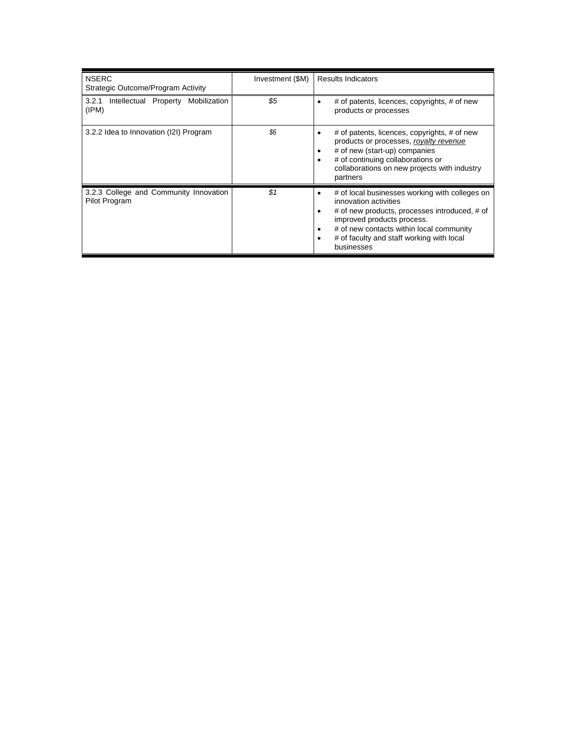| NSERC<br>Strategic Outcome/Program Activity | Investment ($M) | Results Indicators |
|---|---|---|
| 3.2.1 Intellectual Property Mobilization (IPM) | *$5* | • # of patents, licences, copyrights, # of new products or processes |
| 3.2.2 Idea to Innovation (I2I) Program | *$6* | • # of patents, licences, copyrights, # of new products or processes, ***royalty revenue***<br>• # of new (start-up) companies<br>• # of continuing collaborations or collaborations on new projects with industry partners |
| 3.2.3 College and Community Innovation Pilot Program | *$1* | • # of local businesses working with colleges on innovation activities<br>• # of new products, processes introduced, # of improved products process.<br>• # of new contacts within local community<br>• # of faculty and staff working with local businesses |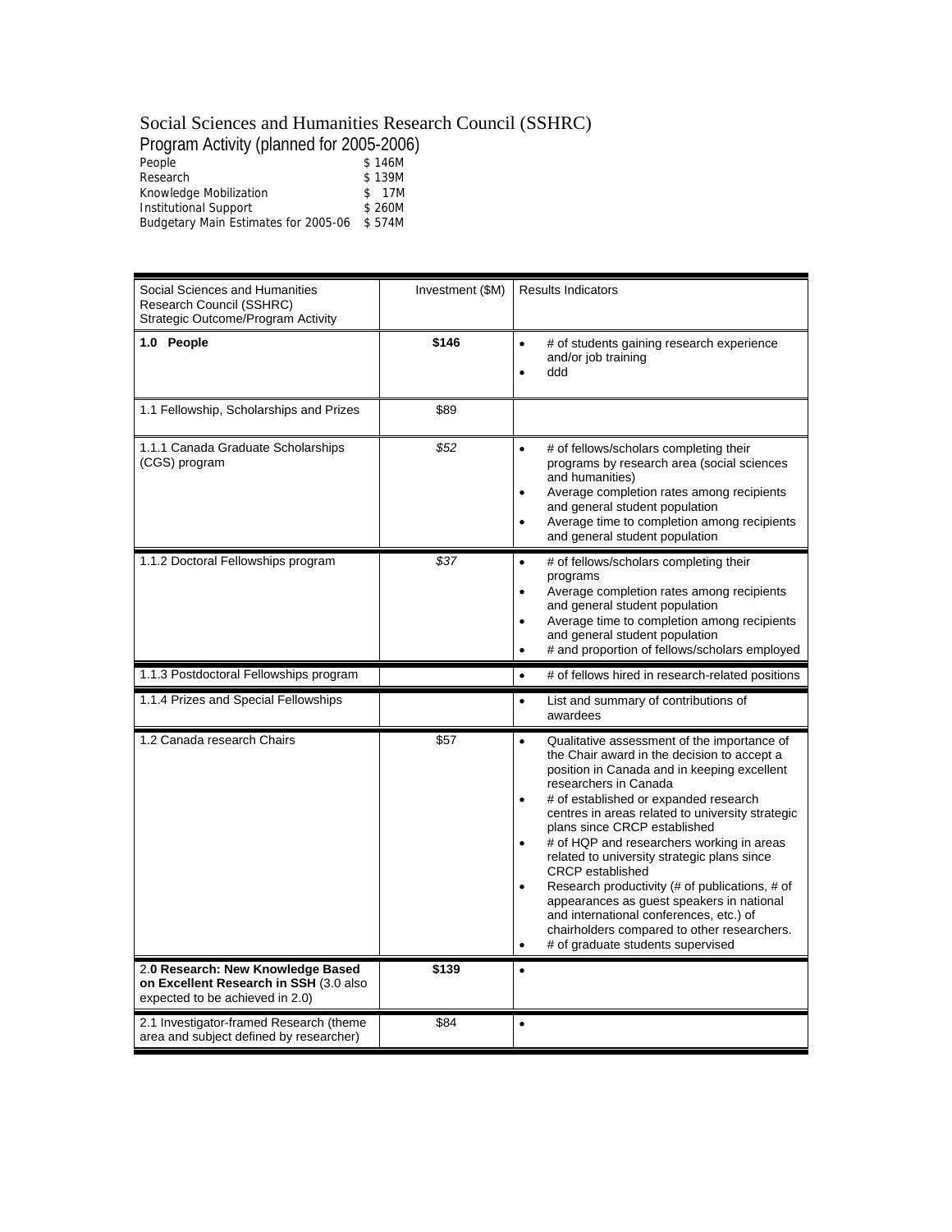Social Sciences and Humanities Research Council (SSHRC)

Program Activity (planned for 2005-2006)

| | |
|---|---|
| People | $ 146M |
| Research | $ 139M |
| Knowledge Mobilization | $ 17M |
| Institutional Support | $ 260M |
| Budgetary Main Estimates for 2005-06 | $ 574M |

| Social Sciences and Humanities Research Council (SSHRC) Strategic Outcome/Program Activity | Investment ($M) | Results Indicators |
|---|---|---|
| **1.0 People** | **$146** | • # of students gaining research experience and/or job training<br>• ddd |
| 1.1 Fellowship, Scholarships and Prizes | $89 | |
| 1.1.1 Canada Graduate Scholarships (CGS) program | *$52* | • # of fellows/scholars completing their programs by research area (social sciences and humanities)<br>• Average completion rates among recipients and general student population<br>• Average time to completion among recipients and general student population |
| 1.1.2 Doctoral Fellowships program | *$37* | • # of fellows/scholars completing their programs<br>• Average completion rates among recipients and general student population<br>• Average time to completion among recipients and general student population<br>• # and proportion of fellows/scholars employed |
| 1.1.3 Postdoctoral Fellowships program | | • # of fellows hired in research-related positions |
| 1.1.4 Prizes and Special Fellowships | | • List and summary of contributions of awardees |
| 1.2 Canada research Chairs | $57 | • Qualitative assessment of the importance of the Chair award in the decision to accept a position in Canada and in keeping excellent researchers in Canada<br>• # of established or expanded research centres in areas related to university strategic plans since CRCP established<br>• # of HQP and researchers working in areas related to university strategic plans since CRCP established<br>• Research productivity (# of publications, # of appearances as guest speakers in national and international conferences, etc.) of chairholders compared to other researchers.<br>• # of graduate students supervised |
| 2.**0 Research: New Knowledge Based on Excellent Research in SSH** (3.0 also expected to be achieved in 2.0) | **$139** | • |
| 2.1 Investigator-framed Research (theme area and subject defined by researcher) | $84 | • |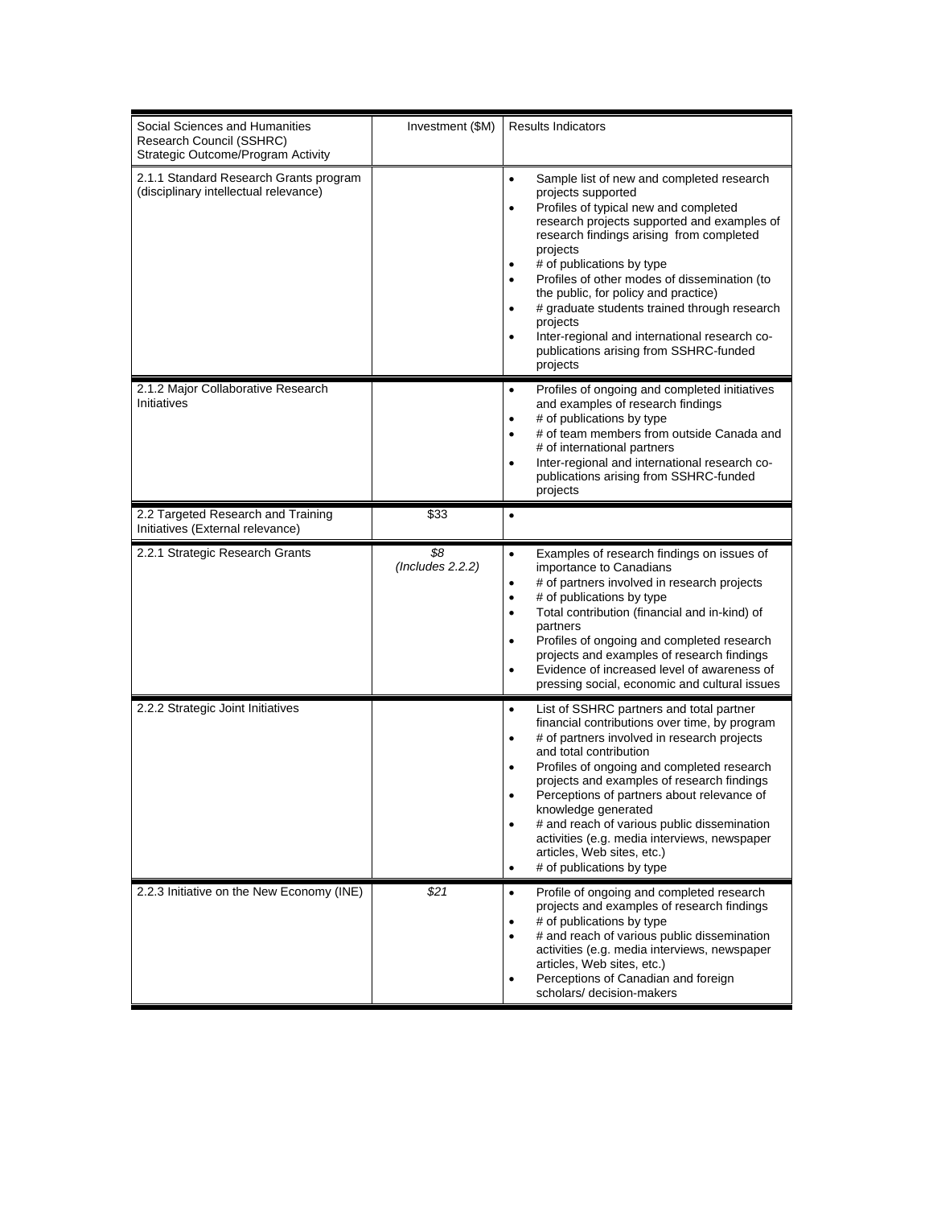| Social Sciences and Humanities Research Council (SSHRC) Strategic Outcome/Program Activity | Investment ($M) | Results Indicators |
|---|---|---|
| 2.1.1 Standard Research Grants program (disciplinary intellectual relevance) | | • Sample list of new and completed research projects supported<br>• Profiles of typical new and completed research projects supported and examples of research findings arising from completed projects<br>• # of publications by type<br>• Profiles of other modes of dissemination (to the public, for policy and practice)<br>• # graduate students trained through research projects<br>• Inter-regional and international research co-publications arising from SSHRC-funded projects |
| 2.1.2 Major Collaborative Research Initiatives | | • Profiles of ongoing and completed initiatives and examples of research findings<br>• # of publications by type<br>• # of team members from outside Canada and # of international partners<br>• Inter-regional and international research co-publications arising from SSHRC-funded projects |
| 2.2 Targeted Research and Training Initiatives (External relevance) | $33 | • |
| 2.2.1 Strategic Research Grants | *$8 (Includes 2.2.2)* | • Examples of research findings on issues of importance to Canadians<br>• # of partners involved in research projects<br>• # of publications by type<br>• Total contribution (financial and in-kind) of partners<br>• Profiles of ongoing and completed research projects and examples of research findings<br>• Evidence of increased level of awareness of pressing social, economic and cultural issues |
| 2.2.2 Strategic Joint Initiatives | | • List of SSHRC partners and total partner financial contributions over time, by program<br>• # of partners involved in research projects and total contribution<br>• Profiles of ongoing and completed research projects and examples of research findings<br>• Perceptions of partners about relevance of knowledge generated<br>• # and reach of various public dissemination activities (e.g. media interviews, newspaper articles, Web sites, etc.)<br>• # of publications by type |
| 2.2.3 Initiative on the New Economy (INE) | *$21* | • Profile of ongoing and completed research projects and examples of research findings<br>• # of publications by type<br>• # and reach of various public dissemination activities (e.g. media interviews, newspaper articles, Web sites, etc.)<br>• Perceptions of Canadian and foreign scholars/ decision-makers |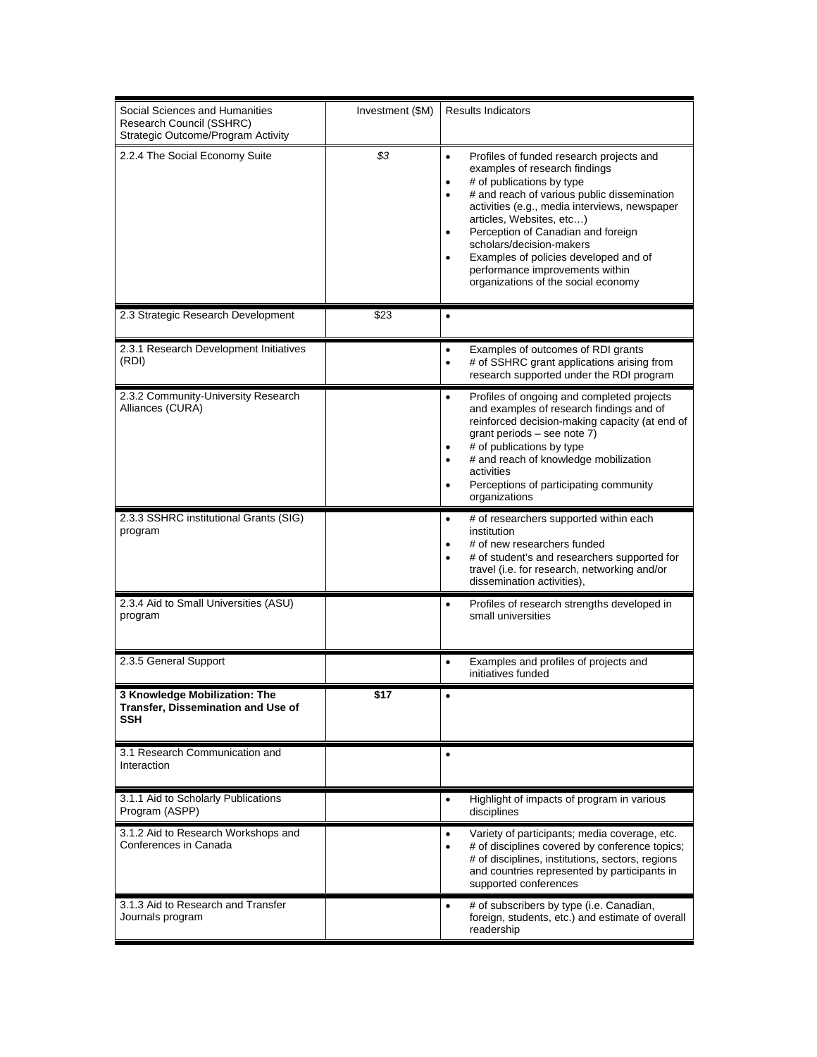| Social Sciences and Humanities Research Council (SSHRC) Strategic Outcome/Program Activity | Investment ($M) | Results Indicators |
|---|---|---|
| 2.2.4 The Social Economy Suite | *$3* | • Profiles of funded research projects and examples of research findings<br>• # of publications by type<br>• # and reach of various public dissemination activities (e.g., media interviews, newspaper articles, Websites, etc…)<br>• Perception of Canadian and foreign scholars/decision-makers<br>• Examples of policies developed and of performance improvements within organizations of the social economy |
| 2.3 Strategic Research Development | $23 | • |
| 2.3.1 Research Development Initiatives (RDI) | | • Examples of outcomes of RDI grants<br>• # of SSHRC grant applications arising from research supported under the RDI program |
| 2.3.2 Community-University Research Alliances (CURA) | | • Profiles of ongoing and completed projects and examples of research findings and of reinforced decision-making capacity (at end of grant periods – see note 7)<br>• # of publications by type<br>• # and reach of knowledge mobilization activities<br>• Perceptions of participating community organizations |
| 2.3.3 SSHRC institutional Grants (SIG) program | | • # of researchers supported within each institution<br>• # of new researchers funded<br>• # of student's and researchers supported for travel (i.e. for research, networking and/or dissemination activities), |
| 2.3.4 Aid to Small Universities (ASU) program | | • Profiles of research strengths developed in small universities |
| 2.3.5 General Support | | • Examples and profiles of projects and initiatives funded |
| **3 Knowledge Mobilization: The Transfer, Dissemination and Use of SSH** | **$17** | • |
| 3.1 Research Communication and Interaction | | • |
| 3.1.1 Aid to Scholarly Publications Program (ASPP) | | • Highlight of impacts of program in various disciplines |
| 3.1.2 Aid to Research Workshops and Conferences in Canada | | • Variety of participants; media coverage, etc.<br>• # of disciplines covered by conference topics; # of disciplines, institutions, sectors, regions and countries represented by participants in supported conferences |
| 3.1.3 Aid to Research and Transfer Journals program | | • # of subscribers by type (i.e. Canadian, foreign, students, etc.) and estimate of overall readership |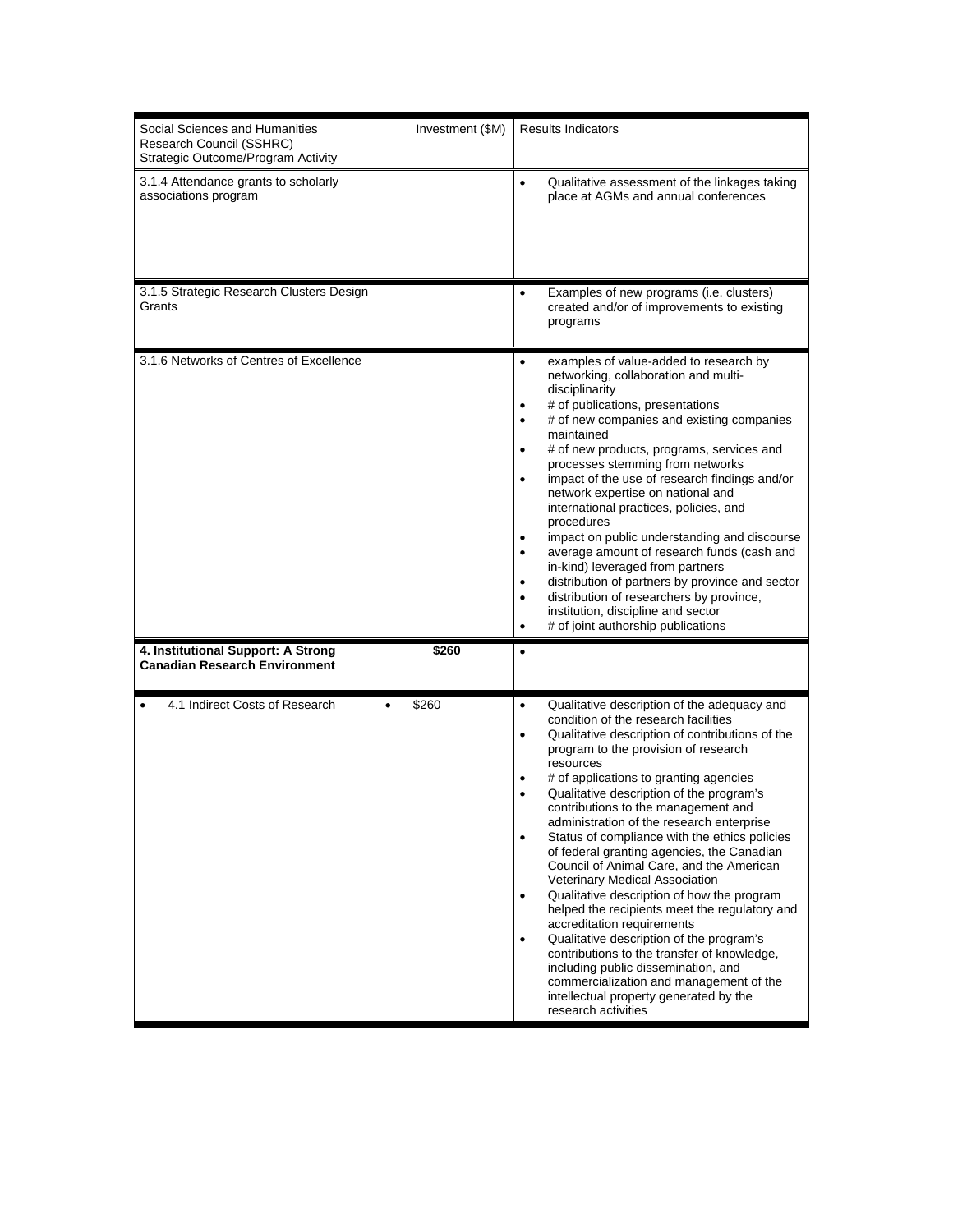| Social Sciences and Humanities Research Council (SSHRC) Strategic Outcome/Program Activity | Investment ($M) | Results Indicators |
|---|---|---|
| 3.1.4 Attendance grants to scholarly associations program | | • Qualitative assessment of the linkages taking place at AGMs and annual conferences |
| 3.1.5 Strategic Research Clusters Design Grants | | • Examples of new programs (i.e. clusters) created and/or of improvements to existing programs |
| 3.1.6 Networks of Centres of Excellence | | • examples of value-added to research by networking, collaboration and multi-disciplinarity<br>• # of publications, presentations<br>• # of new companies and existing companies maintained<br>• # of new products, programs, services and processes stemming from networks<br>• impact of the use of research findings and/or network expertise on national and international practices, policies, and procedures<br>• impact on public understanding and discourse<br>• average amount of research funds (cash and in-kind) leveraged from partners<br>• distribution of partners by province and sector<br>• distribution of researchers by province, institution, discipline and sector<br>• # of joint authorship publications |
| **4. Institutional Support: A Strong Canadian Research Environment** | **$260** | • |
| • 4.1 Indirect Costs of Research | • $260 | • Qualitative description of the adequacy and condition of the research facilities<br>• Qualitative description of contributions of the program to the provision of research resources<br>• # of applications to granting agencies<br>• Qualitative description of the program's contributions to the management and administration of the research enterprise<br>• Status of compliance with the ethics policies of federal granting agencies, the Canadian Council of Animal Care, and the American Veterinary Medical Association<br>• Qualitative description of how the program helped the recipients meet the regulatory and accreditation requirements<br>• Qualitative description of the program's contributions to the transfer of knowledge, including public dissemination, and commercialization and management of the intellectual property generated by the research activities |